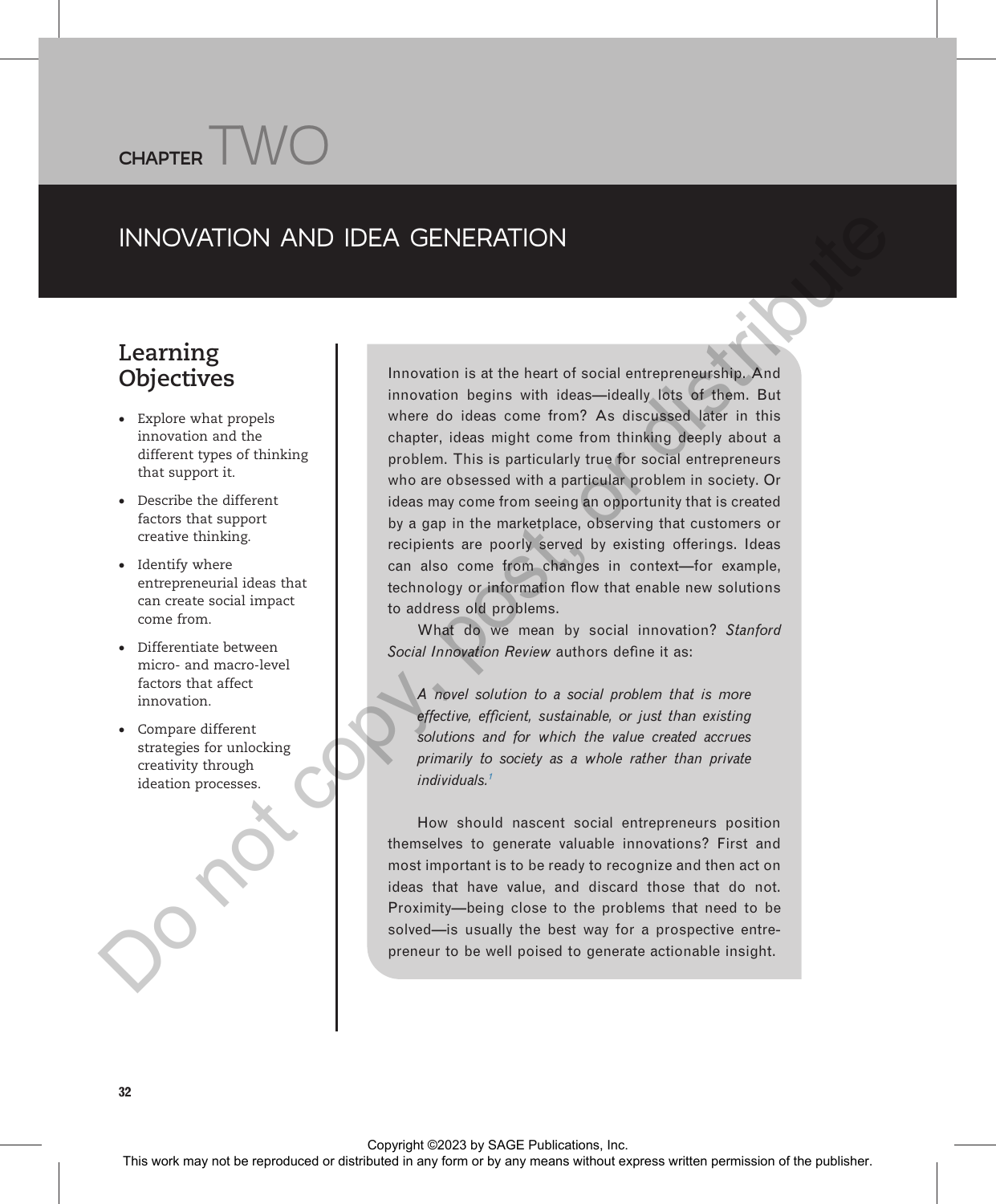# CHAPTER TWO

# INNOVATION AND IDEA GENERATION

## Learning Objectives

- Explore what propels innovation and the different types of thinking that support it.
- Describe the different factors that support creative thinking.
- Identify where entrepreneurial ideas that can create social impact come from.
- Differentiate between micro- and macro-level factors that affect innovation.
- Compare different strategies for unlocking creativity through ideation processes.

Innovation is at the heart of social entrepreneurship. And innovation begins with ideas—ideally lots of them. But where do ideas come from? As discussed later in this chapter, ideas might come from thinking deeply about a problem. This is particularly true for social entrepreneurs who are obsessed with a particular problem in society. Or ideas may come from seeing an opportunity that is created by a gap in the marketplace, observing that customers or recipients are poorly served by existing offerings. Ideas can also come from changes in context—for example, technology or information flow that enable new solutions to address old problems.

What do we mean by social innovation? *Stanford Social Innovation Review* authors define it as:

> *A novel solution to a social problem that is more effective, efficient, sustainable, or just than existing solutions and for which the value created accrues primarily to society as a whole rather than private individuals.*[1]

How should nascent social entrepreneurs position themselves to generate valuable innovations? First and most important is to be ready to recognize and then act on ideas that have value, and discard those that do not. Proximity—being close to the problems that need to be solved—is usually the best way for a prospective entrepreneur to be well poised to generate actionable insight.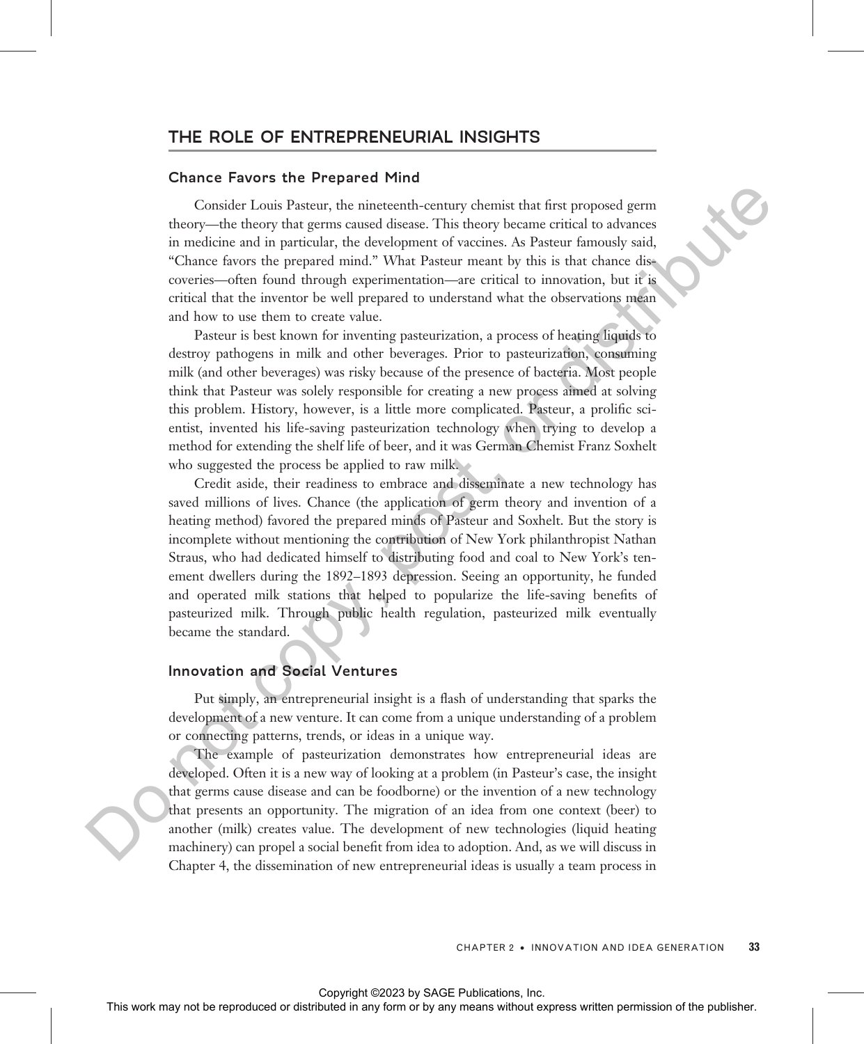## THE ROLE OF ENTREPRENEURIAL INSIGHTS

### Chance Favors the Prepared Mind

Consider Louis Pasteur, the nineteenth-century chemist that first proposed germ theory—the theory that germs caused disease. This theory became critical to advances in medicine and in particular, the development of vaccines. As Pasteur famously said, "Chance favors the prepared mind." What Pasteur meant by this is that chance discoveries—often found through experimentation—are critical to innovation, but it is critical that the inventor be well prepared to understand what the observations mean and how to use them to create value.

Pasteur is best known for inventing pasteurization, a process of heating liquids to destroy pathogens in milk and other beverages. Prior to pasteurization, consuming milk (and other beverages) was risky because of the presence of bacteria. Most people think that Pasteur was solely responsible for creating a new process aimed at solving this problem. History, however, is a little more complicated. Pasteur, a prolific scientist, invented his life-saving pasteurization technology when trying to develop a method for extending the shelf life of beer, and it was German Chemist Franz Soxhelt who suggested the process be applied to raw milk.

Credit aside, their readiness to embrace and disseminate a new technology has saved millions of lives. Chance (the application of germ theory and invention of a heating method) favored the prepared minds of Pasteur and Soxhelt. But the story is incomplete without mentioning the contribution of New York philanthropist Nathan Straus, who had dedicated himself to distributing food and coal to New York's tenement dwellers during the 1892–1893 depression. Seeing an opportunity, he funded and operated milk stations that helped to popularize the life-saving benefits of pasteurized milk. Through public health regulation, pasteurized milk eventually became the standard.

### Innovation and Social Ventures

Put simply, an entrepreneurial insight is a flash of understanding that sparks the development of a new venture. It can come from a unique understanding of a problem or connecting patterns, trends, or ideas in a unique way.

The example of pasteurization demonstrates how entrepreneurial ideas are developed. Often it is a new way of looking at a problem (in Pasteur's case, the insight that germs cause disease and can be foodborne) or the invention of a new technology that presents an opportunity. The migration of an idea from one context (beer) to another (milk) creates value. The development of new technologies (liquid heating machinery) can propel a social benefit from idea to adoption. And, as we will discuss in Chapter 4, the dissemination of new entrepreneurial ideas is usually a team process in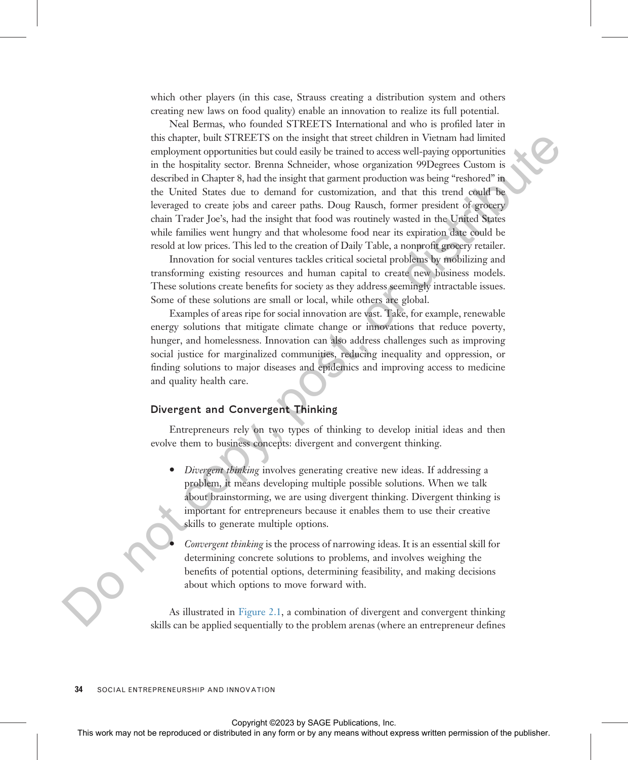which other players (in this case, Strauss creating a distribution system and others creating new laws on food quality) enable an innovation to realize its full potential.

Neal Bermas, who founded STREETS International and who is profiled later in this chapter, built STREETS on the insight that street children in Vietnam had limited employment opportunities but could easily be trained to access well-paying opportunities in the hospitality sector. Brenna Schneider, whose organization 99Degrees Custom is described in Chapter 8, had the insight that garment production was being "reshored" in the United States due to demand for customization, and that this trend could be leveraged to create jobs and career paths. Doug Rausch, former president of grocery chain Trader Joe's, had the insight that food was routinely wasted in the United States while families went hungry and that wholesome food near its expiration date could be resold at low prices. This led to the creation of Daily Table, a nonprofit grocery retailer.

Innovation for social ventures tackles critical societal problems by mobilizing and transforming existing resources and human capital to create new business models. These solutions create benefits for society as they address seemingly intractable issues. Some of these solutions are small or local, while others are global.

Examples of areas ripe for social innovation are vast. Take, for example, renewable energy solutions that mitigate climate change or innovations that reduce poverty, hunger, and homelessness. Innovation can also address challenges such as improving social justice for marginalized communities, reducing inequality and oppression, or finding solutions to major diseases and epidemics and improving access to medicine and quality health care.

### Divergent and Convergent Thinking

Entrepreneurs rely on two types of thinking to develop initial ideas and then evolve them to business concepts: divergent and convergent thinking.

- *Divergent thinking* involves generating creative new ideas. If addressing a problem, it means developing multiple possible solutions. When we talk about brainstorming, we are using divergent thinking. Divergent thinking is important for entrepreneurs because it enables them to use their creative skills to generate multiple options.
- *Convergent thinking* is the process of narrowing ideas. It is an essential skill for determining concrete solutions to problems, and involves weighing the benefits of potential options, determining feasibility, and making decisions about which options to move forward with.

As illustrated in Figure 2.1, a combination of divergent and convergent thinking skills can be applied sequentially to the problem arenas (where an entrepreneur defines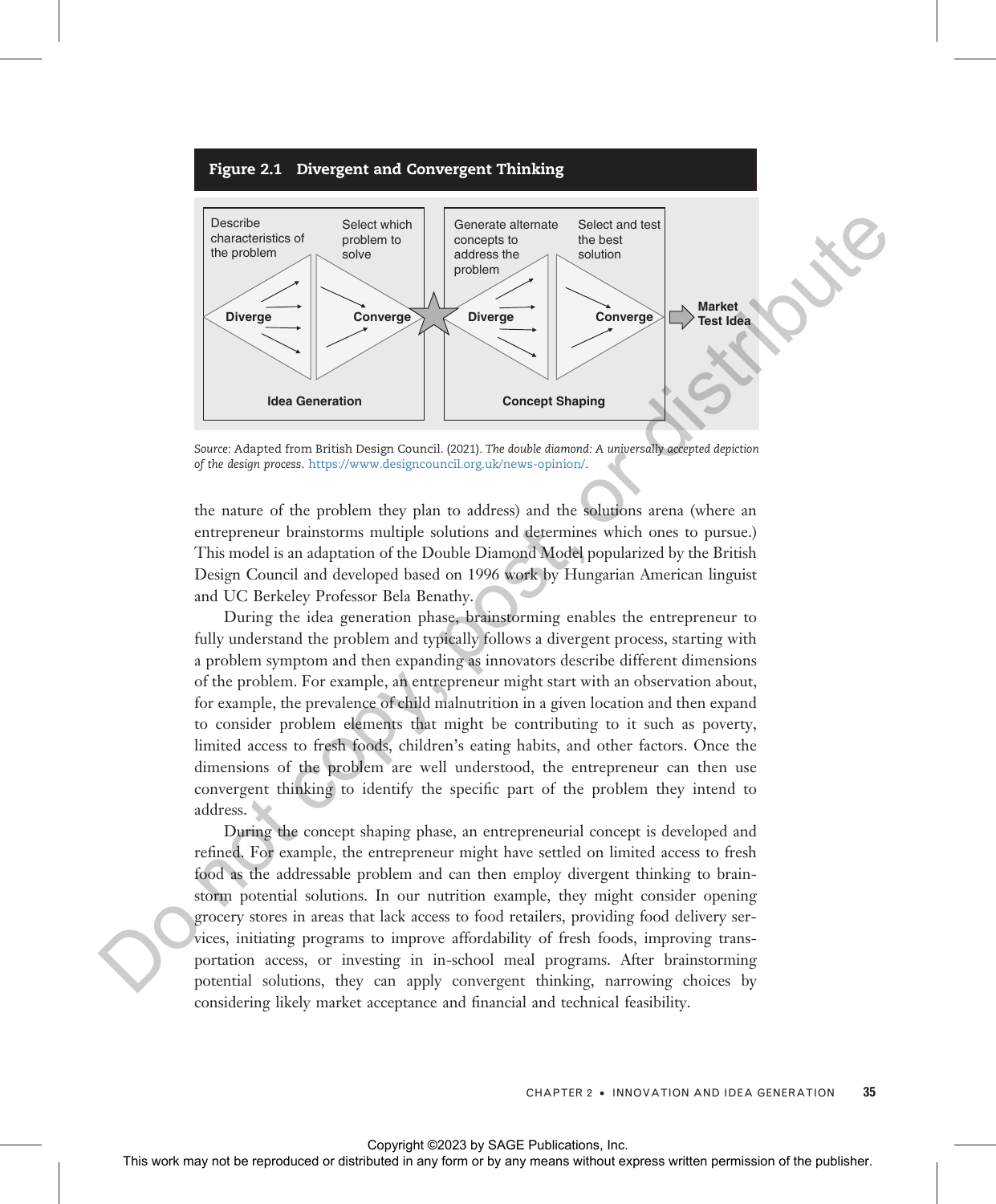**Figure 2.1 Divergent and Convergent Thinking**

Source: Adapted from British Design Council. (2021). *The double diamond: A universally accepted depiction of the design process*. https://www.designcouncil.org.uk/news-opinion/.

the nature of the problem they plan to address) and the solutions arena (where an entrepreneur brainstorms multiple solutions and determines which ones to pursue.) This model is an adaptation of the Double Diamond Model popularized by the British Design Council and developed based on 1996 work by Hungarian American linguist and UC Berkeley Professor Bela Benathy.

During the idea generation phase, brainstorming enables the entrepreneur to fully understand the problem and typically follows a divergent process, starting with a problem symptom and then expanding as innovators describe different dimensions of the problem. For example, an entrepreneur might start with an observation about, for example, the prevalence of child malnutrition in a given location and then expand to consider problem elements that might be contributing to it such as poverty, limited access to fresh foods, children's eating habits, and other factors. Once the dimensions of the problem are well understood, the entrepreneur can then use convergent thinking to identify the specific part of the problem they intend to address.

During the concept shaping phase, an entrepreneurial concept is developed and refined. For example, the entrepreneur might have settled on limited access to fresh food as the addressable problem and can then employ divergent thinking to brainstorm potential solutions. In our nutrition example, they might consider opening grocery stores in areas that lack access to food retailers, providing food delivery services, initiating programs to improve affordability of fresh foods, improving transportation access, or investing in in-school meal programs. After brainstorming potential solutions, they can apply convergent thinking, narrowing choices by considering likely market acceptance and financial and technical feasibility.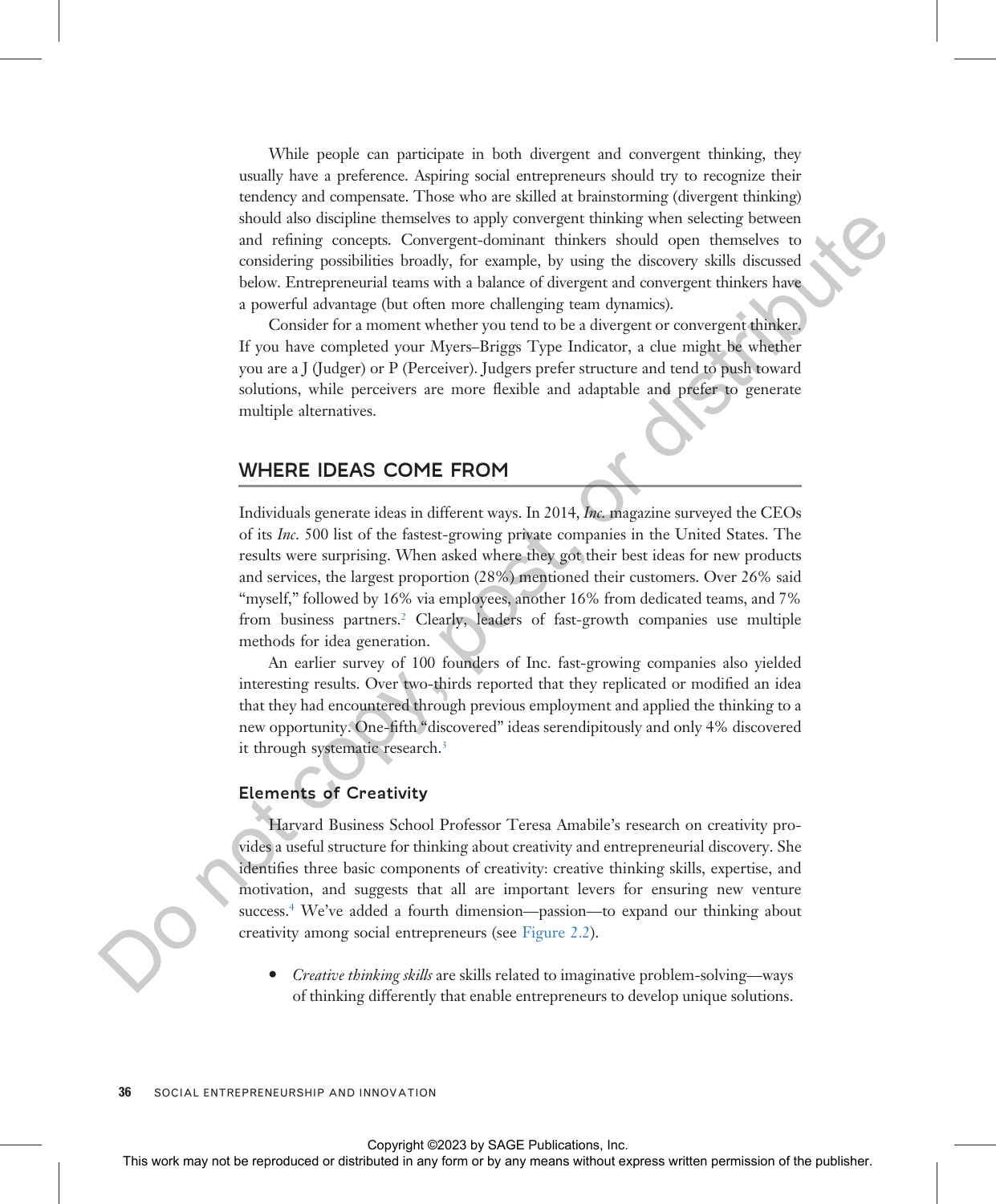While people can participate in both divergent and convergent thinking, they usually have a preference. Aspiring social entrepreneurs should try to recognize their tendency and compensate. Those who are skilled at brainstorming (divergent thinking) should also discipline themselves to apply convergent thinking when selecting between and refining concepts. Convergent-dominant thinkers should open themselves to considering possibilities broadly, for example, by using the discovery skills discussed below. Entrepreneurial teams with a balance of divergent and convergent thinkers have a powerful advantage (but often more challenging team dynamics).

Consider for a moment whether you tend to be a divergent or convergent thinker. If you have completed your Myers–Briggs Type Indicator, a clue might be whether you are a J (Judger) or P (Perceiver). Judgers prefer structure and tend to push toward solutions, while perceivers are more flexible and adaptable and prefer to generate multiple alternatives.

## WHERE IDEAS COME FROM

Individuals generate ideas in different ways. In 2014, *Inc.* magazine surveyed the CEOs of its *Inc*. 500 list of the fastest-growing private companies in the United States. The results were surprising. When asked where they got their best ideas for new products and services, the largest proportion (28%) mentioned their customers. Over 26% said "myself," followed by 16% via employees, another 16% from dedicated teams, and 7% from business partners.[2] Clearly, leaders of fast-growth companies use multiple methods for idea generation.

An earlier survey of 100 founders of Inc. fast-growing companies also yielded interesting results. Over two-thirds reported that they replicated or modified an idea that they had encountered through previous employment and applied the thinking to a new opportunity. One-fifth "discovered" ideas serendipitously and only 4% discovered it through systematic research.[3]

### Elements of Creativity

Harvard Business School Professor Teresa Amabile's research on creativity provides a useful structure for thinking about creativity and entrepreneurial discovery. She identifies three basic components of creativity: creative thinking skills, expertise, and motivation, and suggests that all are important levers for ensuring new venture success.[4] We've added a fourth dimension—passion—to expand our thinking about creativity among social entrepreneurs (see Figure 2.2).

- *Creative thinking skills* are skills related to imaginative problem-solving—ways of thinking differently that enable entrepreneurs to develop unique solutions.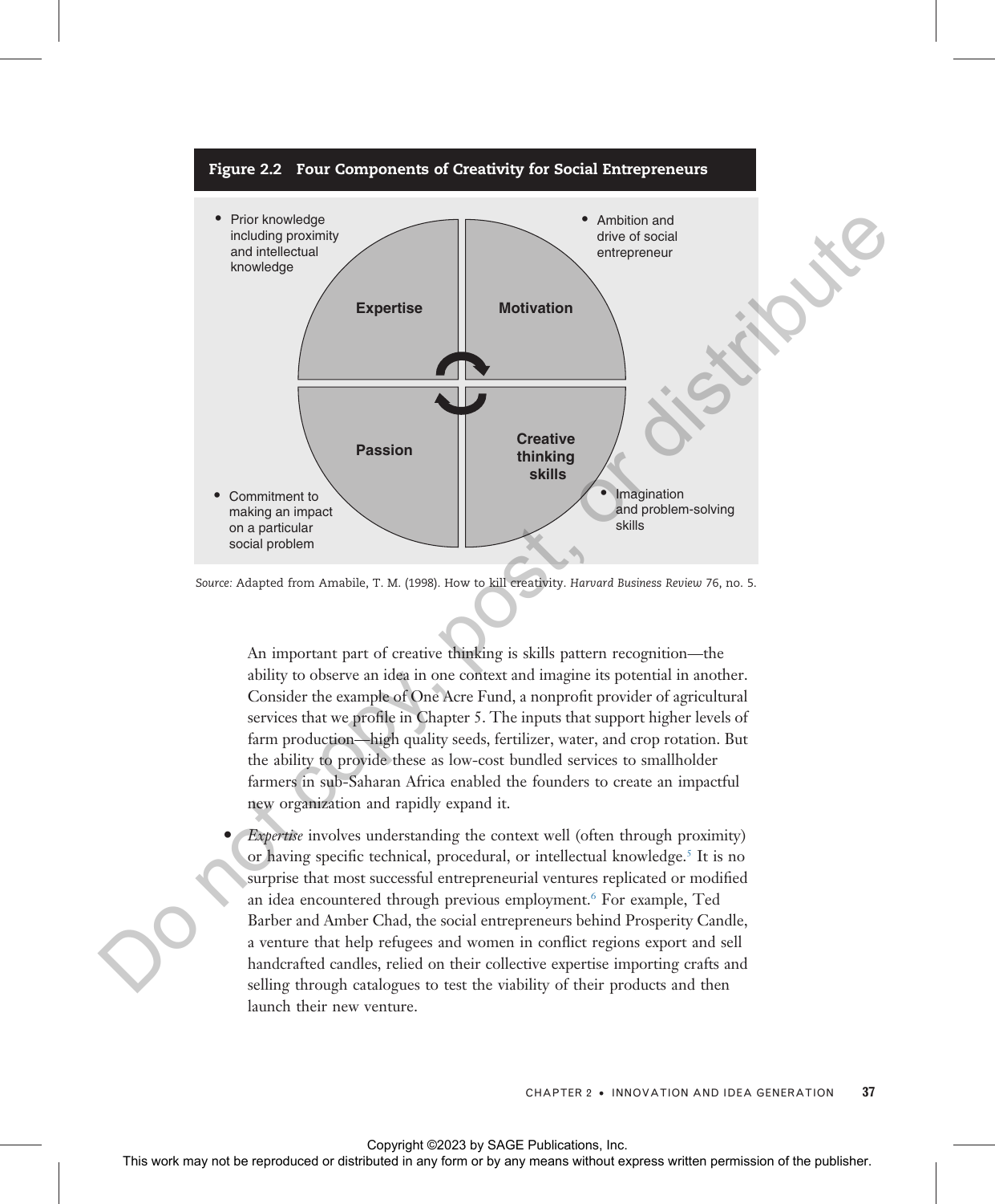**Figure 2.2 Four Components of Creativity for Social Entrepreneurs**

- Prior knowledge including proximity and intellectual knowledge — **Expertise**
- Ambition and drive of social entrepreneur — **Motivation**
- Commitment to making an impact on a particular social problem — **Passion**
- Imagination and problem-solving skills — **Creative thinking skills**

*Source:* Adapted from Amabile, T. M. (1998). How to kill creativity. *Harvard Business Review* 76, no. 5.

An important part of creative thinking is skills pattern recognition—the ability to observe an idea in one context and imagine its potential in another. Consider the example of One Acre Fund, a nonprofit provider of agricultural services that we profile in Chapter 5. The inputs that support higher levels of farm production—high quality seeds, fertilizer, water, and crop rotation. But the ability to provide these as low-cost bundled services to smallholder farmers in sub-Saharan Africa enabled the founders to create an impactful new organization and rapidly expand it.

- *Expertise* involves understanding the context well (often through proximity) or having specific technical, procedural, or intellectual knowledge.[5] It is no surprise that most successful entrepreneurial ventures replicated or modified an idea encountered through previous employment.[6] For example, Ted Barber and Amber Chad, the social entrepreneurs behind Prosperity Candle, a venture that help refugees and women in conflict regions export and sell handcrafted candles, relied on their collective expertise importing crafts and selling through catalogues to test the viability of their products and then launch their new venture.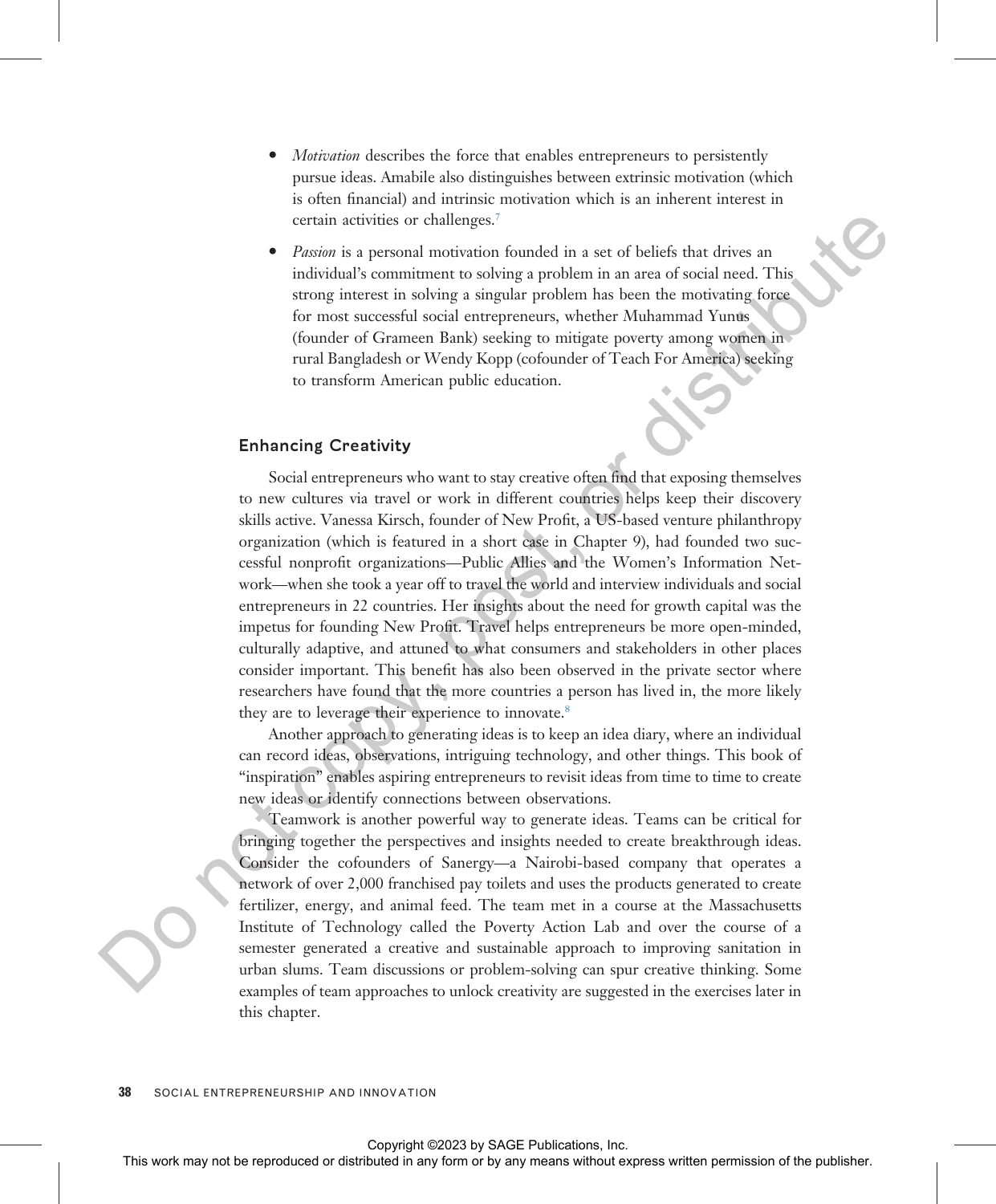- *Motivation* describes the force that enables entrepreneurs to persistently pursue ideas. Amabile also distinguishes between extrinsic motivation (which is often financial) and intrinsic motivation which is an inherent interest in certain activities or challenges.[7]
- *Passion* is a personal motivation founded in a set of beliefs that drives an individual's commitment to solving a problem in an area of social need. This strong interest in solving a singular problem has been the motivating force for most successful social entrepreneurs, whether Muhammad Yunus (founder of Grameen Bank) seeking to mitigate poverty among women in rural Bangladesh or Wendy Kopp (cofounder of Teach For America) seeking to transform American public education.

## Enhancing Creativity

Social entrepreneurs who want to stay creative often find that exposing themselves to new cultures via travel or work in different countries helps keep their discovery skills active. Vanessa Kirsch, founder of New Profit, a US-based venture philanthropy organization (which is featured in a short case in Chapter 9), had founded two successful nonprofit organizations—Public Allies and the Women's Information Network—when she took a year off to travel the world and interview individuals and social entrepreneurs in 22 countries. Her insights about the need for growth capital was the impetus for founding New Profit. Travel helps entrepreneurs be more open-minded, culturally adaptive, and attuned to what consumers and stakeholders in other places consider important. This benefit has also been observed in the private sector where researchers have found that the more countries a person has lived in, the more likely they are to leverage their experience to innovate.[8]

Another approach to generating ideas is to keep an idea diary, where an individual can record ideas, observations, intriguing technology, and other things. This book of "inspiration" enables aspiring entrepreneurs to revisit ideas from time to time to create new ideas or identify connections between observations.

Teamwork is another powerful way to generate ideas. Teams can be critical for bringing together the perspectives and insights needed to create breakthrough ideas. Consider the cofounders of Sanergy—a Nairobi-based company that operates a network of over 2,000 franchised pay toilets and uses the products generated to create fertilizer, energy, and animal feed. The team met in a course at the Massachusetts Institute of Technology called the Poverty Action Lab and over the course of a semester generated a creative and sustainable approach to improving sanitation in urban slums. Team discussions or problem-solving can spur creative thinking. Some examples of team approaches to unlock creativity are suggested in the exercises later in this chapter.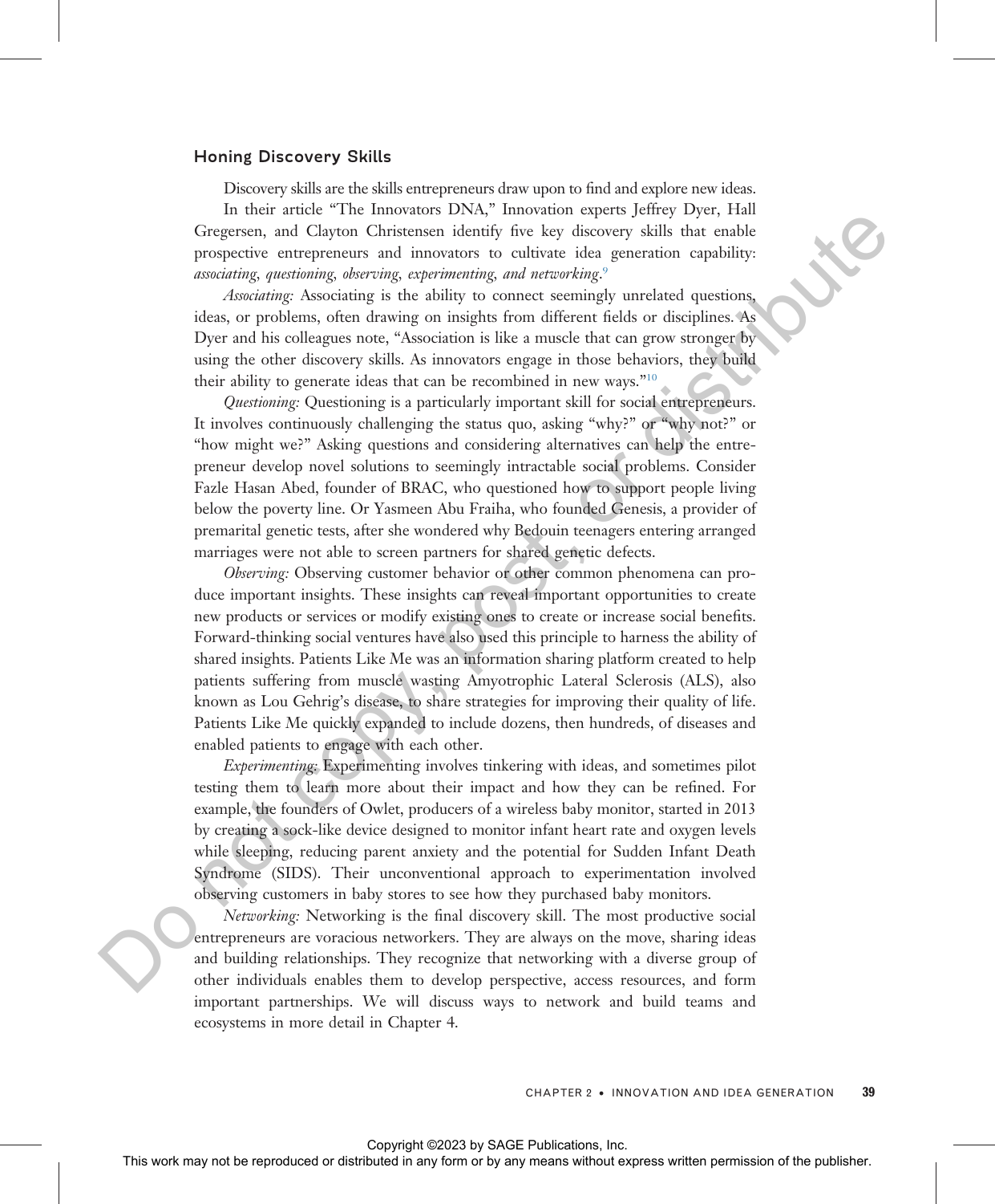## Honing Discovery Skills

Discovery skills are the skills entrepreneurs draw upon to find and explore new ideas.

In their article "The Innovators DNA," Innovation experts Jeffrey Dyer, Hall Gregersen, and Clayton Christensen identify five key discovery skills that enable prospective entrepreneurs and innovators to cultivate idea generation capability: *associating, questioning, observing, experimenting, and networking*.[9]

*Associating:* Associating is the ability to connect seemingly unrelated questions, ideas, or problems, often drawing on insights from different fields or disciplines. As Dyer and his colleagues note, "Association is like a muscle that can grow stronger by using the other discovery skills. As innovators engage in those behaviors, they build their ability to generate ideas that can be recombined in new ways."[10]

*Questioning:* Questioning is a particularly important skill for social entrepreneurs. It involves continuously challenging the status quo, asking "why?" or "why not?" or "how might we?" Asking questions and considering alternatives can help the entrepreneur develop novel solutions to seemingly intractable social problems. Consider Fazle Hasan Abed, founder of BRAC, who questioned how to support people living below the poverty line. Or Yasmeen Abu Fraiha, who founded Genesis, a provider of premarital genetic tests, after she wondered why Bedouin teenagers entering arranged marriages were not able to screen partners for shared genetic defects.

*Observing:* Observing customer behavior or other common phenomena can produce important insights. These insights can reveal important opportunities to create new products or services or modify existing ones to create or increase social benefits. Forward-thinking social ventures have also used this principle to harness the ability of shared insights. Patients Like Me was an information sharing platform created to help patients suffering from muscle wasting Amyotrophic Lateral Sclerosis (ALS), also known as Lou Gehrig's disease, to share strategies for improving their quality of life. Patients Like Me quickly expanded to include dozens, then hundreds, of diseases and enabled patients to engage with each other.

*Experimenting:* Experimenting involves tinkering with ideas, and sometimes pilot testing them to learn more about their impact and how they can be refined. For example, the founders of Owlet, producers of a wireless baby monitor, started in 2013 by creating a sock-like device designed to monitor infant heart rate and oxygen levels while sleeping, reducing parent anxiety and the potential for Sudden Infant Death Syndrome (SIDS). Their unconventional approach to experimentation involved observing customers in baby stores to see how they purchased baby monitors.

*Networking:* Networking is the final discovery skill. The most productive social entrepreneurs are voracious networkers. They are always on the move, sharing ideas and building relationships. They recognize that networking with a diverse group of other individuals enables them to develop perspective, access resources, and form important partnerships. We will discuss ways to network and build teams and ecosystems in more detail in Chapter 4.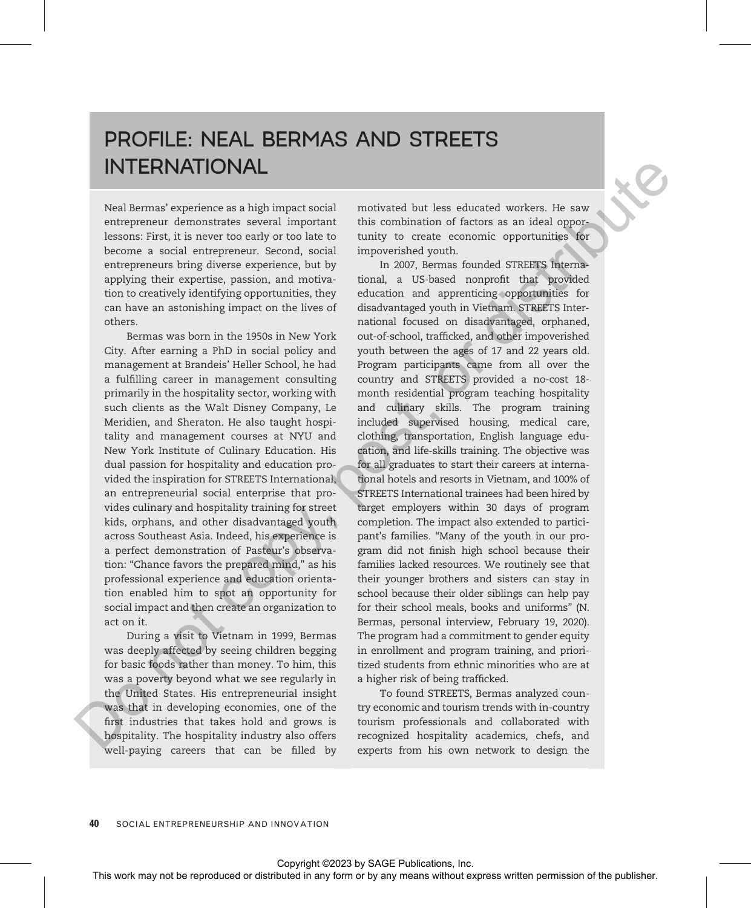# PROFILE: NEAL BERMAS AND STREETS INTERNATIONAL

Neal Bermas' experience as a high impact social entrepreneur demonstrates several important lessons: First, it is never too early or too late to become a social entrepreneur. Second, social entrepreneurs bring diverse experience, but by applying their expertise, passion, and motivation to creatively identifying opportunities, they can have an astonishing impact on the lives of others.

Bermas was born in the 1950s in New York City. After earning a PhD in social policy and management at Brandeis' Heller School, he had a fulfilling career in management consulting primarily in the hospitality sector, working with such clients as the Walt Disney Company, Le Meridien, and Sheraton. He also taught hospitality and management courses at NYU and New York Institute of Culinary Education. His dual passion for hospitality and education provided the inspiration for STREETS International, an entrepreneurial social enterprise that provides culinary and hospitality training for street kids, orphans, and other disadvantaged youth across Southeast Asia. Indeed, his experience is a perfect demonstration of Pasteur's observation: "Chance favors the prepared mind," as his professional experience and education orientation enabled him to spot an opportunity for social impact and then create an organization to act on it.

During a visit to Vietnam in 1999, Bermas was deeply affected by seeing children begging for basic foods rather than money. To him, this was a poverty beyond what we see regularly in the United States. His entrepreneurial insight was that in developing economies, one of the first industries that takes hold and grows is hospitality. The hospitality industry also offers well-paying careers that can be filled by motivated but less educated workers. He saw this combination of factors as an ideal opportunity to create economic opportunities for impoverished youth.

In 2007, Bermas founded STREETS International, a US-based nonprofit that provided education and apprenticing opportunities for disadvantaged youth in Vietnam. STREETS International focused on disadvantaged, orphaned, out-of-school, trafficked, and other impoverished youth between the ages of 17 and 22 years old. Program participants came from all over the country and STREETS provided a no-cost 18-month residential program teaching hospitality and culinary skills. The program training included supervised housing, medical care, clothing, transportation, English language education, and life-skills training. The objective was for all graduates to start their careers at international hotels and resorts in Vietnam, and 100% of STREETS International trainees had been hired by target employers within 30 days of program completion. The impact also extended to participant's families. "Many of the youth in our program did not finish high school because their families lacked resources. We routinely see that their younger brothers and sisters can stay in school because their older siblings can help pay for their school meals, books and uniforms" (N. Bermas, personal interview, February 19, 2020). The program had a commitment to gender equity in enrollment and program training, and prioritized students from ethnic minorities who are at a higher risk of being trafficked.

To found STREETS, Bermas analyzed country economic and tourism trends with in-country tourism professionals and collaborated with recognized hospitality academics, chefs, and experts from his own network to design the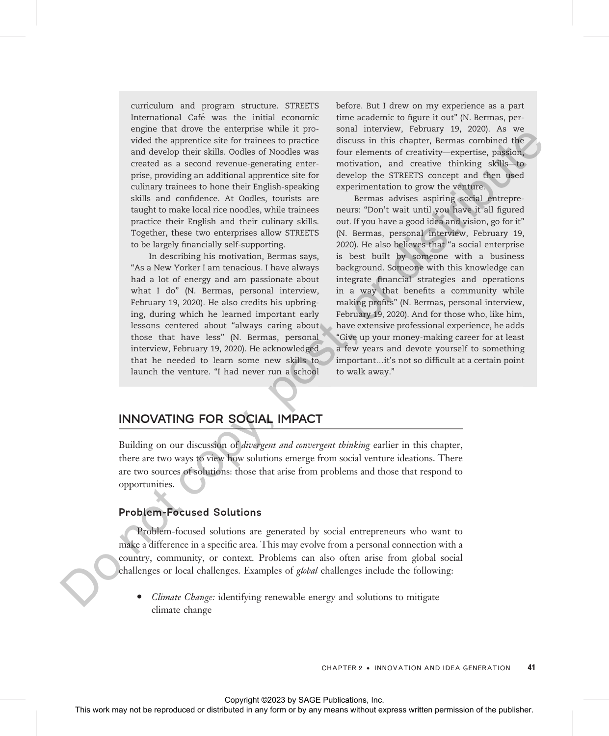curriculum and program structure. STREETS International Café was the initial economic engine that drove the enterprise while it provided the apprentice site for trainees to practice and develop their skills. Oodles of Noodles was created as a second revenue-generating enterprise, providing an additional apprentice site for culinary trainees to hone their English-speaking skills and confidence. At Oodles, tourists are taught to make local rice noodles, while trainees practice their English and their culinary skills. Together, these two enterprises allow STREETS to be largely financially self-supporting.

In describing his motivation, Bermas says, "As a New Yorker I am tenacious. I have always had a lot of energy and am passionate about what I do" (N. Bermas, personal interview, February 19, 2020). He also credits his upbringing, during which he learned important early lessons centered about "always caring about those that have less" (N. Bermas, personal interview, February 19, 2020). He acknowledged that he needed to learn some new skills to launch the venture. "I had never run a school before. But I drew on my experience as a part time academic to figure it out" (N. Bermas, personal interview, February 19, 2020). As we discuss in this chapter, Bermas combined the four elements of creativity—expertise, passion, motivation, and creative thinking skills—to develop the STREETS concept and then used experimentation to grow the venture.

Bermas advises aspiring social entrepreneurs: "Don't wait until you have it all figured out. If you have a good idea and vision, go for it" (N. Bermas, personal interview, February 19, 2020). He also believes that "a social enterprise is best built by someone with a business background. Someone with this knowledge can integrate financial strategies and operations in a way that benefits a community while making profits" (N. Bermas, personal interview, February 19, 2020). And for those who, like him, have extensive professional experience, he adds "Give up your money-making career for at least a few years and devote yourself to something important…it's not so difficult at a certain point to walk away."

## INNOVATING FOR SOCIAL IMPACT

Building on our discussion of *divergent and convergent thinking* earlier in this chapter, there are two ways to view how solutions emerge from social venture ideations. There are two sources of solutions: those that arise from problems and those that respond to opportunities.

### Problem-Focused Solutions

Problem-focused solutions are generated by social entrepreneurs who want to make a difference in a specific area. This may evolve from a personal connection with a country, community, or context. Problems can also often arise from global social challenges or local challenges. Examples of *global* challenges include the following:

- *Climate Change:* identifying renewable energy and solutions to mitigate climate change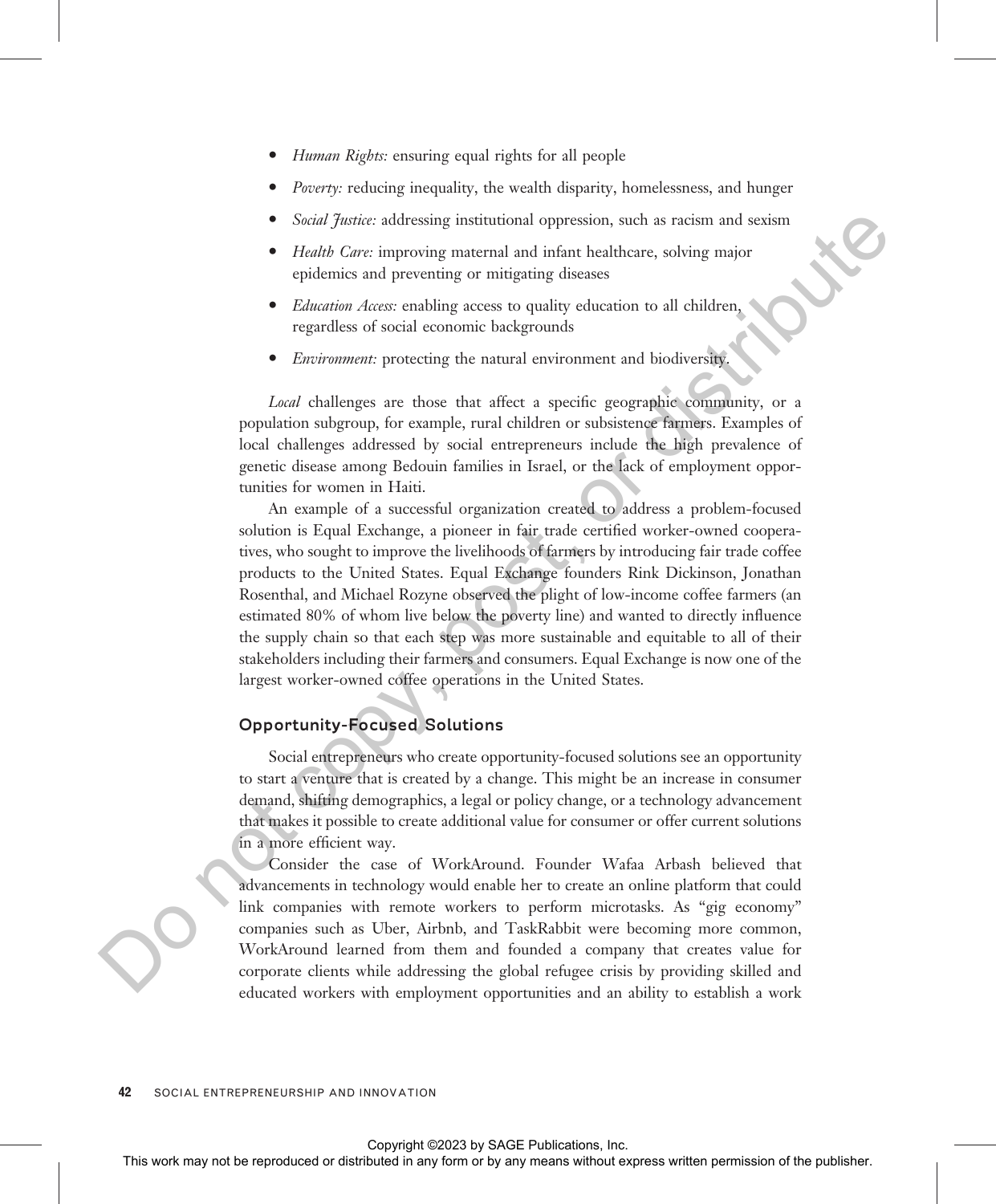- *Human Rights:* ensuring equal rights for all people
- *Poverty:* reducing inequality, the wealth disparity, homelessness, and hunger
- *Social Justice:* addressing institutional oppression, such as racism and sexism
- *Health Care:* improving maternal and infant healthcare, solving major epidemics and preventing or mitigating diseases
- *Education Access:* enabling access to quality education to all children, regardless of social economic backgrounds
- *Environment:* protecting the natural environment and biodiversity.

*Local* challenges are those that affect a specific geographic community, or a population subgroup, for example, rural children or subsistence farmers. Examples of local challenges addressed by social entrepreneurs include the high prevalence of genetic disease among Bedouin families in Israel, or the lack of employment opportunities for women in Haiti.

An example of a successful organization created to address a problem-focused solution is Equal Exchange, a pioneer in fair trade certified worker-owned cooperatives, who sought to improve the livelihoods of farmers by introducing fair trade coffee products to the United States. Equal Exchange founders Rink Dickinson, Jonathan Rosenthal, and Michael Rozyne observed the plight of low-income coffee farmers (an estimated 80% of whom live below the poverty line) and wanted to directly influence the supply chain so that each step was more sustainable and equitable to all of their stakeholders including their farmers and consumers. Equal Exchange is now one of the largest worker-owned coffee operations in the United States.

### Opportunity-Focused Solutions

Social entrepreneurs who create opportunity-focused solutions see an opportunity to start a venture that is created by a change. This might be an increase in consumer demand, shifting demographics, a legal or policy change, or a technology advancement that makes it possible to create additional value for consumer or offer current solutions in a more efficient way.

Consider the case of WorkAround. Founder Wafaa Arbash believed that advancements in technology would enable her to create an online platform that could link companies with remote workers to perform microtasks. As "gig economy" companies such as Uber, Airbnb, and TaskRabbit were becoming more common, WorkAround learned from them and founded a company that creates value for corporate clients while addressing the global refugee crisis by providing skilled and educated workers with employment opportunities and an ability to establish a work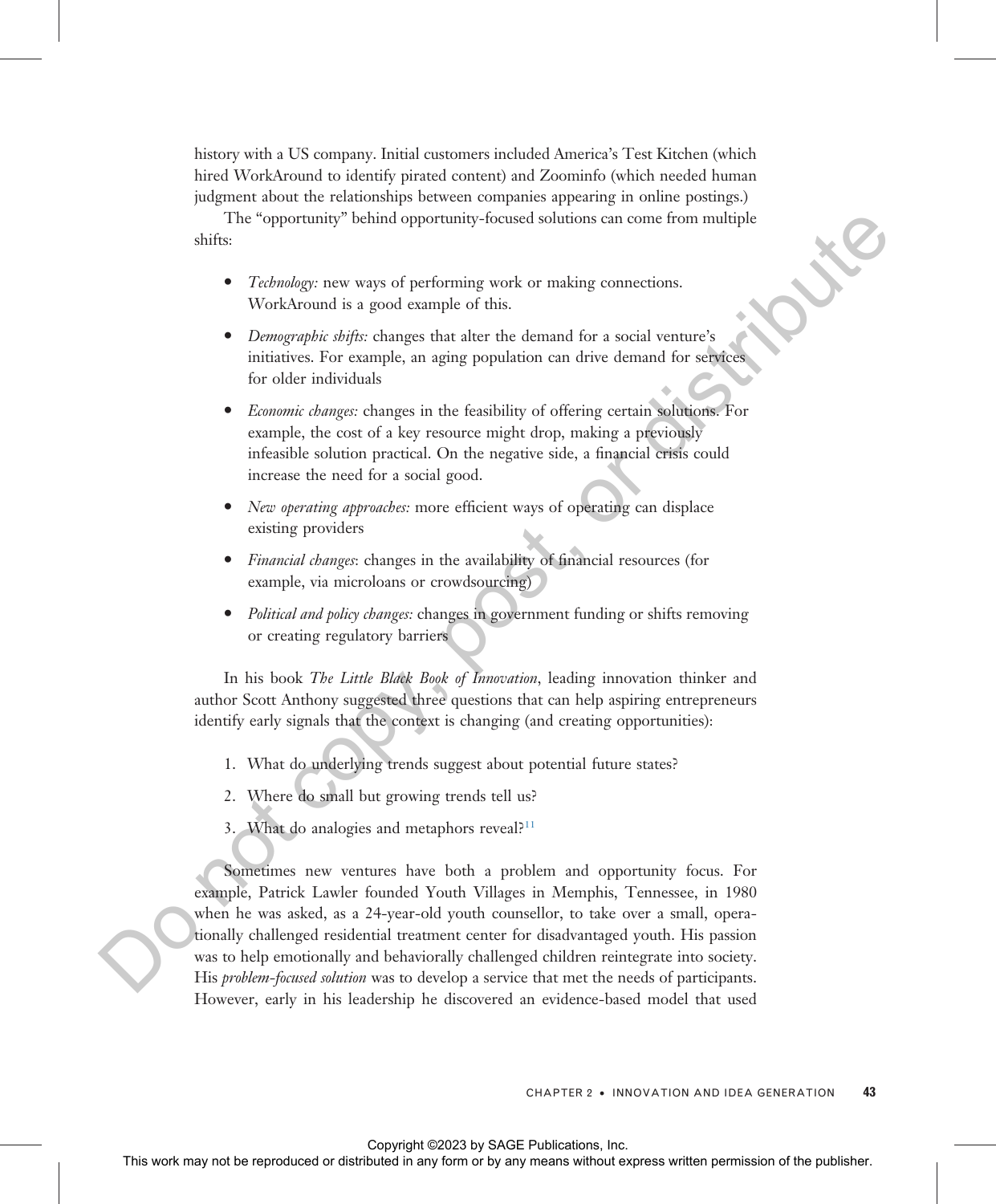history with a US company. Initial customers included America's Test Kitchen (which hired WorkAround to identify pirated content) and Zoominfo (which needed human judgment about the relationships between companies appearing in online postings.)

The "opportunity" behind opportunity-focused solutions can come from multiple shifts:

- *Technology:* new ways of performing work or making connections. WorkAround is a good example of this.
- *Demographic shifts:* changes that alter the demand for a social venture's initiatives. For example, an aging population can drive demand for services for older individuals
- *Economic changes:* changes in the feasibility of offering certain solutions. For example, the cost of a key resource might drop, making a previously infeasible solution practical. On the negative side, a financial crisis could increase the need for a social good.
- *New operating approaches:* more efficient ways of operating can displace existing providers
- *Financial changes*: changes in the availability of financial resources (for example, via microloans or crowdsourcing)
- *Political and policy changes:* changes in government funding or shifts removing or creating regulatory barriers

In his book *The Little Black Book of Innovation*, leading innovation thinker and author Scott Anthony suggested three questions that can help aspiring entrepreneurs identify early signals that the context is changing (and creating opportunities):

1. What do underlying trends suggest about potential future states?
2. Where do small but growing trends tell us?
3. What do analogies and metaphors reveal?[11]

Sometimes new ventures have both a problem and opportunity focus. For example, Patrick Lawler founded Youth Villages in Memphis, Tennessee, in 1980 when he was asked, as a 24-year-old youth counsellor, to take over a small, operationally challenged residential treatment center for disadvantaged youth. His passion was to help emotionally and behaviorally challenged children reintegrate into society. His *problem-focused solution* was to develop a service that met the needs of participants. However, early in his leadership he discovered an evidence-based model that used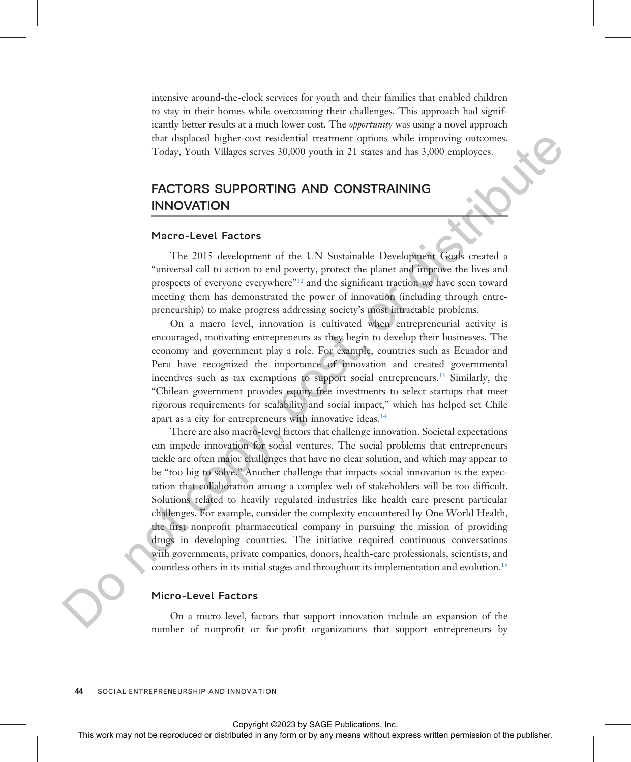intensive around-the-clock services for youth and their families that enabled children to stay in their homes while overcoming their challenges. This approach had significantly better results at a much lower cost. The *opportunity* was using a novel approach that displaced higher-cost residential treatment options while improving outcomes. Today, Youth Villages serves 30,000 youth in 21 states and has 3,000 employees.

## FACTORS SUPPORTING AND CONSTRAINING INNOVATION

### Macro-Level Factors

The 2015 development of the UN Sustainable Development Goals created a "universal call to action to end poverty, protect the planet and improve the lives and prospects of everyone everywhere"[12] and the significant traction we have seen toward meeting them has demonstrated the power of innovation (including through entrepreneurship) to make progress addressing society's most intractable problems.

On a macro level, innovation is cultivated when entrepreneurial activity is encouraged, motivating entrepreneurs as they begin to develop their businesses. The economy and government play a role. For example, countries such as Ecuador and Peru have recognized the importance of innovation and created governmental incentives such as tax exemptions to support social entrepreneurs.[13] Similarly, the "Chilean government provides equity-free investments to select startups that meet rigorous requirements for scalability and social impact," which has helped set Chile apart as a city for entrepreneurs with innovative ideas.[14]

There are also macro-level factors that challenge innovation. Societal expectations can impede innovation for social ventures. The social problems that entrepreneurs tackle are often major challenges that have no clear solution, and which may appear to be "too big to solve." Another challenge that impacts social innovation is the expectation that collaboration among a complex web of stakeholders will be too difficult. Solutions related to heavily regulated industries like health care present particular challenges. For example, consider the complexity encountered by One World Health, the first nonprofit pharmaceutical company in pursuing the mission of providing drugs in developing countries. The initiative required continuous conversations with governments, private companies, donors, health-care professionals, scientists, and countless others in its initial stages and throughout its implementation and evolution.[15]

### Micro-Level Factors

On a micro level, factors that support innovation include an expansion of the number of nonprofit or for-profit organizations that support entrepreneurs by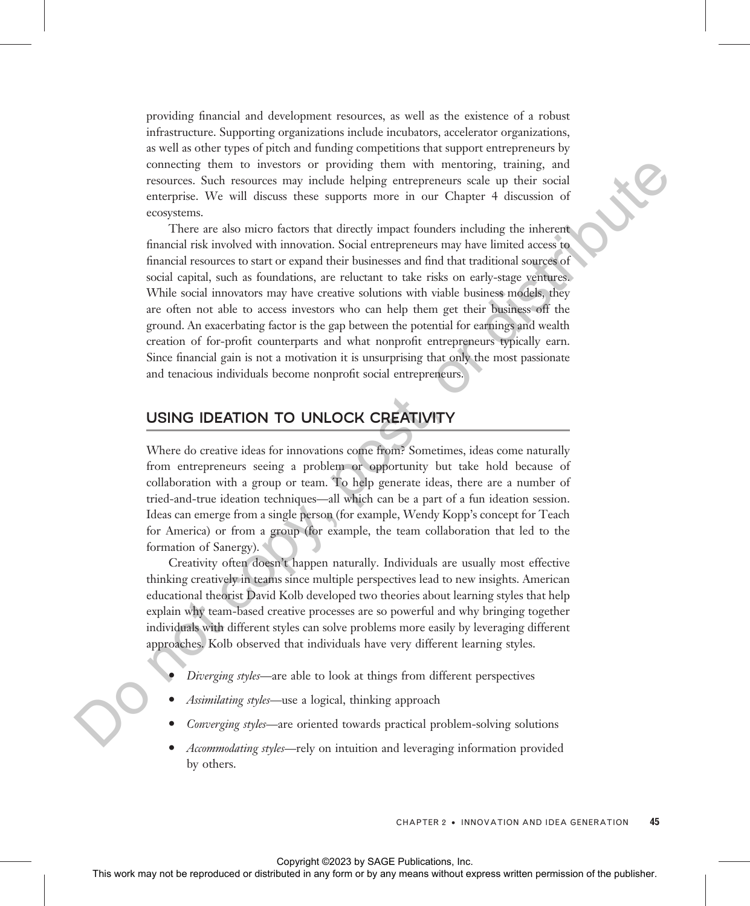providing financial and development resources, as well as the existence of a robust infrastructure. Supporting organizations include incubators, accelerator organizations, as well as other types of pitch and funding competitions that support entrepreneurs by connecting them to investors or providing them with mentoring, training, and resources. Such resources may include helping entrepreneurs scale up their social enterprise. We will discuss these supports more in our Chapter 4 discussion of ecosystems.

There are also micro factors that directly impact founders including the inherent financial risk involved with innovation. Social entrepreneurs may have limited access to financial resources to start or expand their businesses and find that traditional sources of social capital, such as foundations, are reluctant to take risks on early-stage ventures. While social innovators may have creative solutions with viable business models, they are often not able to access investors who can help them get their business off the ground. An exacerbating factor is the gap between the potential for earnings and wealth creation of for-profit counterparts and what nonprofit entrepreneurs typically earn. Since financial gain is not a motivation it is unsurprising that only the most passionate and tenacious individuals become nonprofit social entrepreneurs.

## USING IDEATION TO UNLOCK CREATIVITY

Where do creative ideas for innovations come from? Sometimes, ideas come naturally from entrepreneurs seeing a problem or opportunity but take hold because of collaboration with a group or team. To help generate ideas, there are a number of tried-and-true ideation techniques—all which can be a part of a fun ideation session. Ideas can emerge from a single person (for example, Wendy Kopp's concept for Teach for America) or from a group (for example, the team collaboration that led to the formation of Sanergy).

Creativity often doesn't happen naturally. Individuals are usually most effective thinking creatively in teams since multiple perspectives lead to new insights. American educational theorist David Kolb developed two theories about learning styles that help explain why team-based creative processes are so powerful and why bringing together individuals with different styles can solve problems more easily by leveraging different approaches. Kolb observed that individuals have very different learning styles.

- *Diverging styles*—are able to look at things from different perspectives
- *Assimilating styles*—use a logical, thinking approach
- *Converging styles*—are oriented towards practical problem-solving solutions
- *Accommodating styles*—rely on intuition and leveraging information provided by others.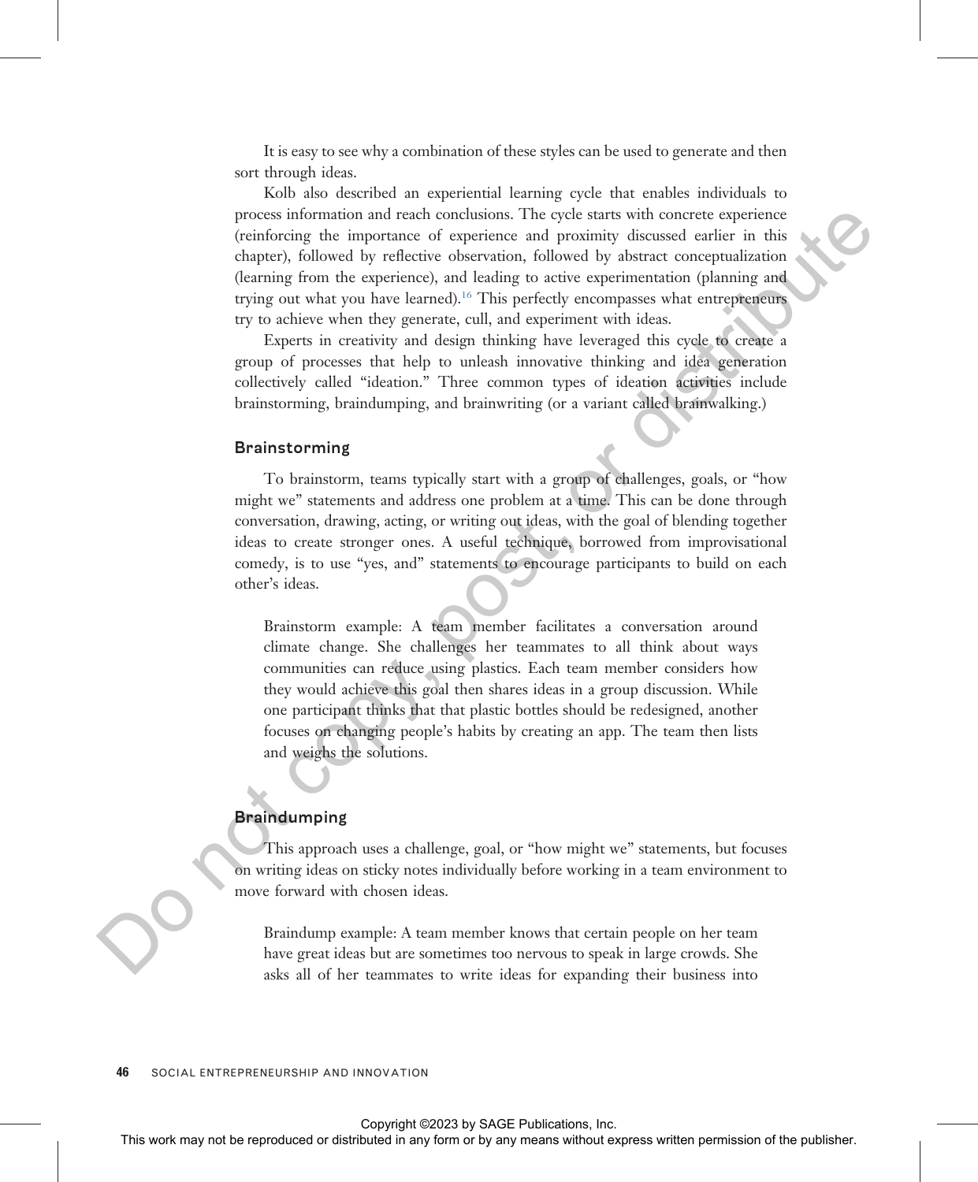It is easy to see why a combination of these styles can be used to generate and then sort through ideas.

Kolb also described an experiential learning cycle that enables individuals to process information and reach conclusions. The cycle starts with concrete experience (reinforcing the importance of experience and proximity discussed earlier in this chapter), followed by reflective observation, followed by abstract conceptualization (learning from the experience), and leading to active experimentation (planning and trying out what you have learned).[16] This perfectly encompasses what entrepreneurs try to achieve when they generate, cull, and experiment with ideas.

Experts in creativity and design thinking have leveraged this cycle to create a group of processes that help to unleash innovative thinking and idea generation collectively called "ideation." Three common types of ideation activities include brainstorming, braindumping, and brainwriting (or a variant called brainwalking.)

### Brainstorming

To brainstorm, teams typically start with a group of challenges, goals, or "how might we" statements and address one problem at a time. This can be done through conversation, drawing, acting, or writing out ideas, with the goal of blending together ideas to create stronger ones. A useful technique, borrowed from improvisational comedy, is to use "yes, and" statements to encourage participants to build on each other's ideas.

> Brainstorm example: A team member facilitates a conversation around climate change. She challenges her teammates to all think about ways communities can reduce using plastics. Each team member considers how they would achieve this goal then shares ideas in a group discussion. While one participant thinks that that plastic bottles should be redesigned, another focuses on changing people's habits by creating an app. The team then lists and weighs the solutions.

### Braindumping

This approach uses a challenge, goal, or "how might we" statements, but focuses on writing ideas on sticky notes individually before working in a team environment to move forward with chosen ideas.

> Braindump example: A team member knows that certain people on her team have great ideas but are sometimes too nervous to speak in large crowds. She asks all of her teammates to write ideas for expanding their business into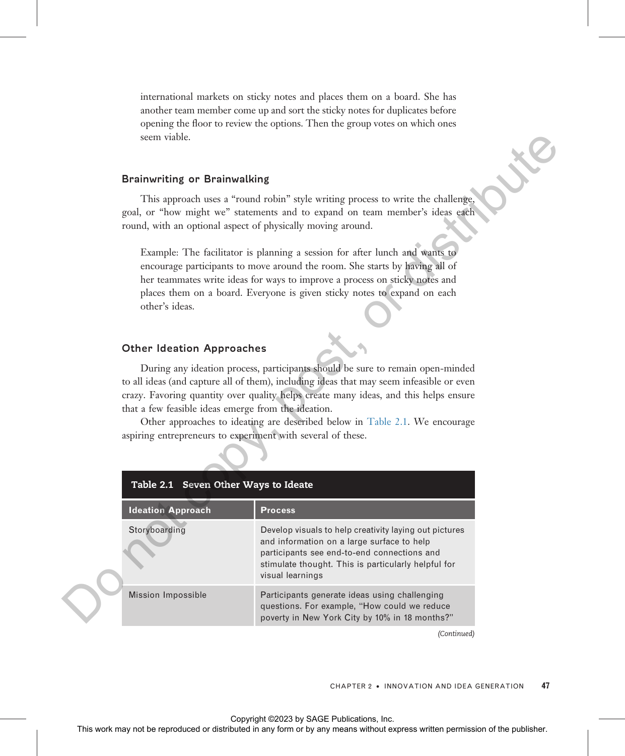international markets on sticky notes and places them on a board. She has another team member come up and sort the sticky notes for duplicates before opening the floor to review the options. Then the group votes on which ones seem viable.

### Brainwriting or Brainwalking

This approach uses a "round robin" style writing process to write the challenge, goal, or "how might we" statements and to expand on team member's ideas each round, with an optional aspect of physically moving around.

Example: The facilitator is planning a session for after lunch and wants to encourage participants to move around the room. She starts by having all of her teammates write ideas for ways to improve a process on sticky notes and places them on a board. Everyone is given sticky notes to expand on each other's ideas.

### Other Ideation Approaches

During any ideation process, participants should be sure to remain open-minded to all ideas (and capture all of them), including ideas that may seem infeasible or even crazy. Favoring quantity over quality helps create many ideas, and this helps ensure that a few feasible ideas emerge from the ideation.

Other approaches to ideating are described below in Table 2.1. We encourage aspiring entrepreneurs to experiment with several of these.

**Table 2.1 Seven Other Ways to Ideate**

| Ideation Approach | Process |
|---|---|
| Storyboarding | Develop visuals to help creativity laying out pictures and information on a large surface to help participants see end-to-end connections and stimulate thought. This is particularly helpful for visual learnings |
| Mission Impossible | Participants generate ideas using challenging questions. For example, "How could we reduce poverty in New York City by 10% in 18 months?" |

*(Continued)*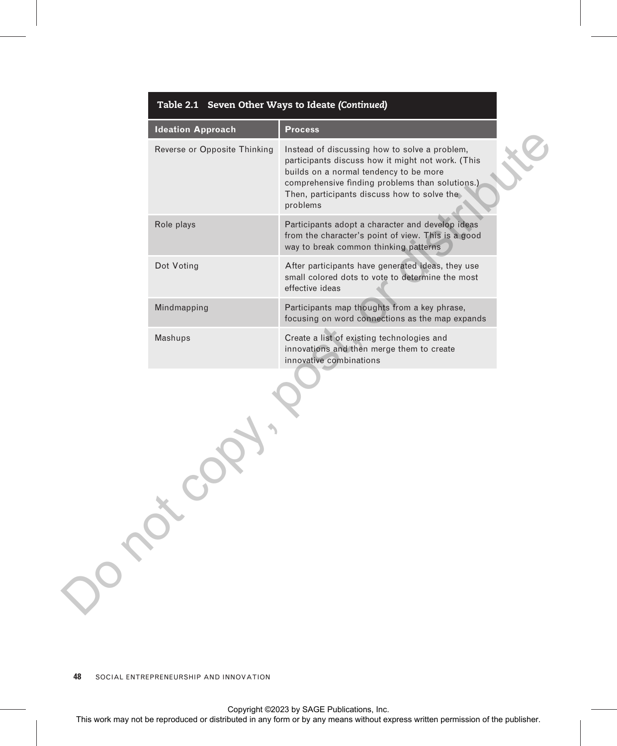**Table 2.1 Seven Other Ways to Ideate *(Continued)***

| Ideation Approach | Process |
|---|---|
| Reverse or Opposite Thinking | Instead of discussing how to solve a problem, participants discuss how it might not work. (This builds on a normal tendency to be more comprehensive finding problems than solutions.) Then, participants discuss how to solve the problems |
| Role plays | Participants adopt a character and develop ideas from the character's point of view. This is a good way to break common thinking patterns |
| Dot Voting | After participants have generated ideas, they use small colored dots to vote to determine the most effective ideas |
| Mindmapping | Participants map thoughts from a key phrase, focusing on word connections as the map expands |
| Mashups | Create a list of existing technologies and innovations and then merge them to create innovative combinations |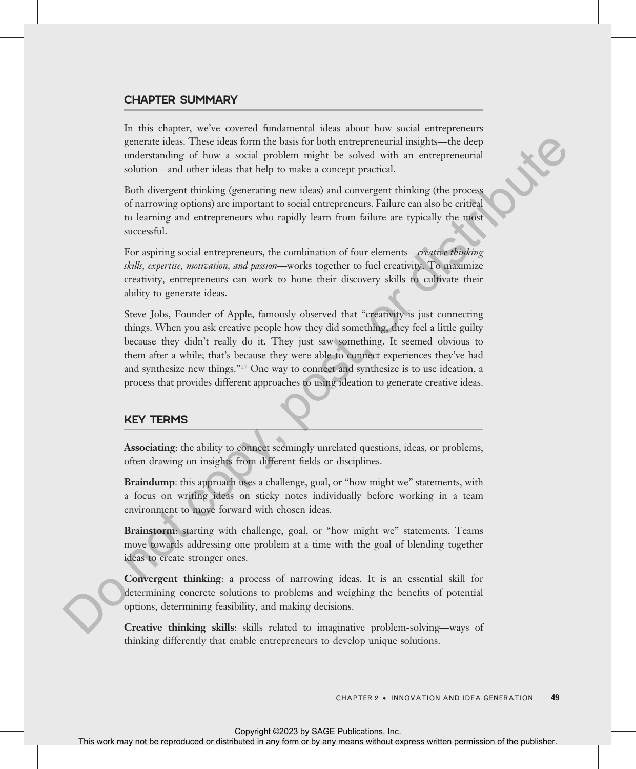## CHAPTER SUMMARY

In this chapter, we've covered fundamental ideas about how social entrepreneurs generate ideas. These ideas form the basis for both entrepreneurial insights—the deep understanding of how a social problem might be solved with an entrepreneurial solution—and other ideas that help to make a concept practical.

Both divergent thinking (generating new ideas) and convergent thinking (the process of narrowing options) are important to social entrepreneurs. Failure can also be critical to learning and entrepreneurs who rapidly learn from failure are typically the most successful.

For aspiring social entrepreneurs, the combination of four elements—*creative thinking skills, expertise, motivation, and passion*—works together to fuel creativity. To maximize creativity, entrepreneurs can work to hone their discovery skills to cultivate their ability to generate ideas.

Steve Jobs, Founder of Apple, famously observed that "creativity is just connecting things. When you ask creative people how they did something, they feel a little guilty because they didn't really do it. They just saw something. It seemed obvious to them after a while; that's because they were able to connect experiences they've had and synthesize new things."[17] One way to connect and synthesize is to use ideation, a process that provides different approaches to using ideation to generate creative ideas.

## KEY TERMS

**Associating**: the ability to connect seemingly unrelated questions, ideas, or problems, often drawing on insights from different fields or disciplines.

**Braindump**: this approach uses a challenge, goal, or "how might we" statements, with a focus on writing ideas on sticky notes individually before working in a team environment to move forward with chosen ideas.

**Brainstorm**: starting with challenge, goal, or "how might we" statements. Teams move towards addressing one problem at a time with the goal of blending together ideas to create stronger ones.

**Convergent thinking**: a process of narrowing ideas. It is an essential skill for determining concrete solutions to problems and weighing the benefits of potential options, determining feasibility, and making decisions.

**Creative thinking skills**: skills related to imaginative problem-solving—ways of thinking differently that enable entrepreneurs to develop unique solutions.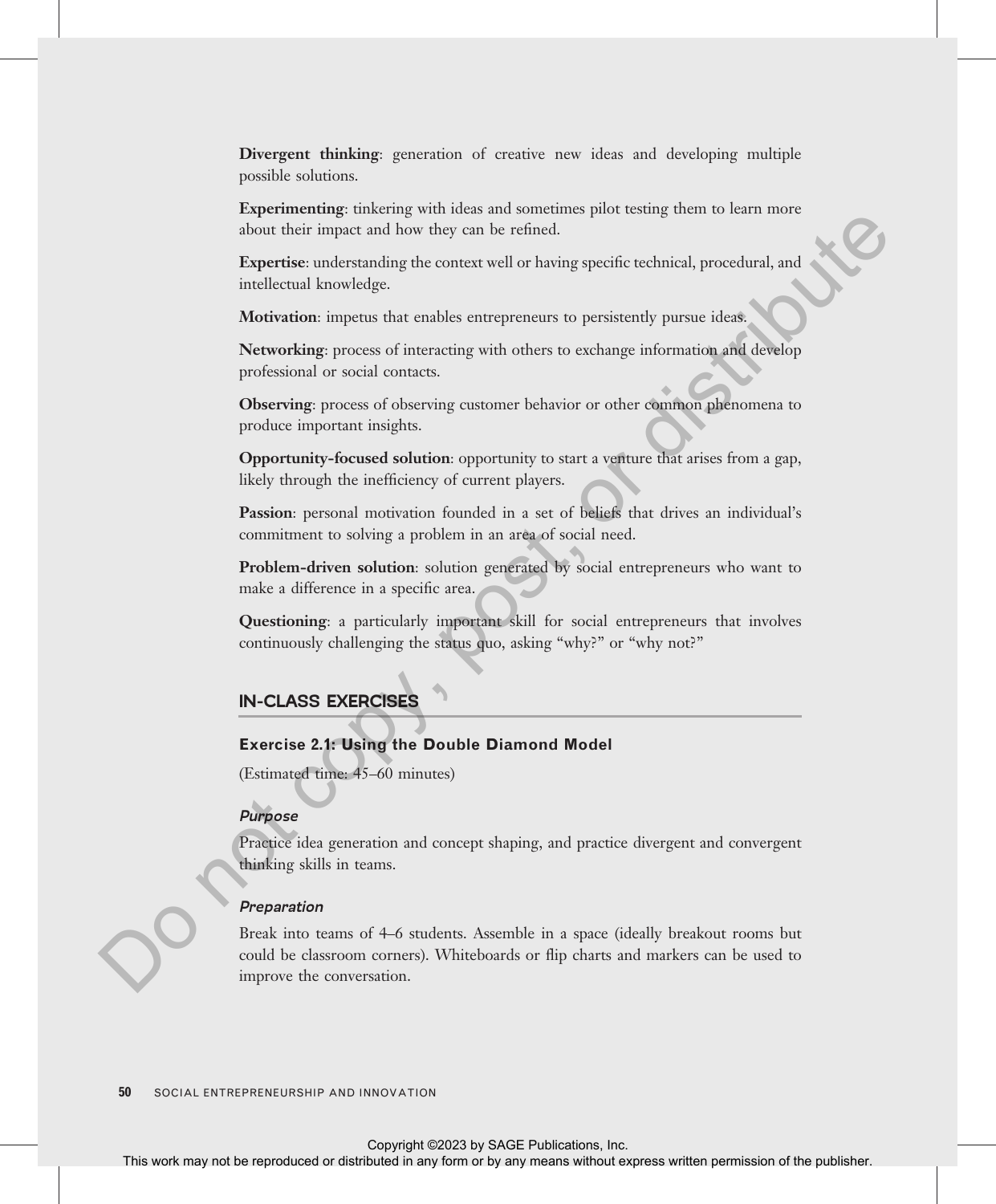**Divergent thinking**: generation of creative new ideas and developing multiple possible solutions.

**Experimenting**: tinkering with ideas and sometimes pilot testing them to learn more about their impact and how they can be refined.

**Expertise**: understanding the context well or having specific technical, procedural, and intellectual knowledge.

**Motivation**: impetus that enables entrepreneurs to persistently pursue ideas.

**Networking**: process of interacting with others to exchange information and develop professional or social contacts.

**Observing**: process of observing customer behavior or other common phenomena to produce important insights.

**Opportunity-focused solution**: opportunity to start a venture that arises from a gap, likely through the inefficiency of current players.

**Passion**: personal motivation founded in a set of beliefs that drives an individual's commitment to solving a problem in an area of social need.

**Problem-driven solution**: solution generated by social entrepreneurs who want to make a difference in a specific area.

**Questioning**: a particularly important skill for social entrepreneurs that involves continuously challenging the status quo, asking "why?" or "why not?"

## IN-CLASS EXERCISES

### Exercise 2.1: Using the Double Diamond Model

(Estimated time: 45–60 minutes)

#### *Purpose*

Practice idea generation and concept shaping, and practice divergent and convergent thinking skills in teams.

#### *Preparation*

Break into teams of 4–6 students. Assemble in a space (ideally breakout rooms but could be classroom corners). Whiteboards or flip charts and markers can be used to improve the conversation.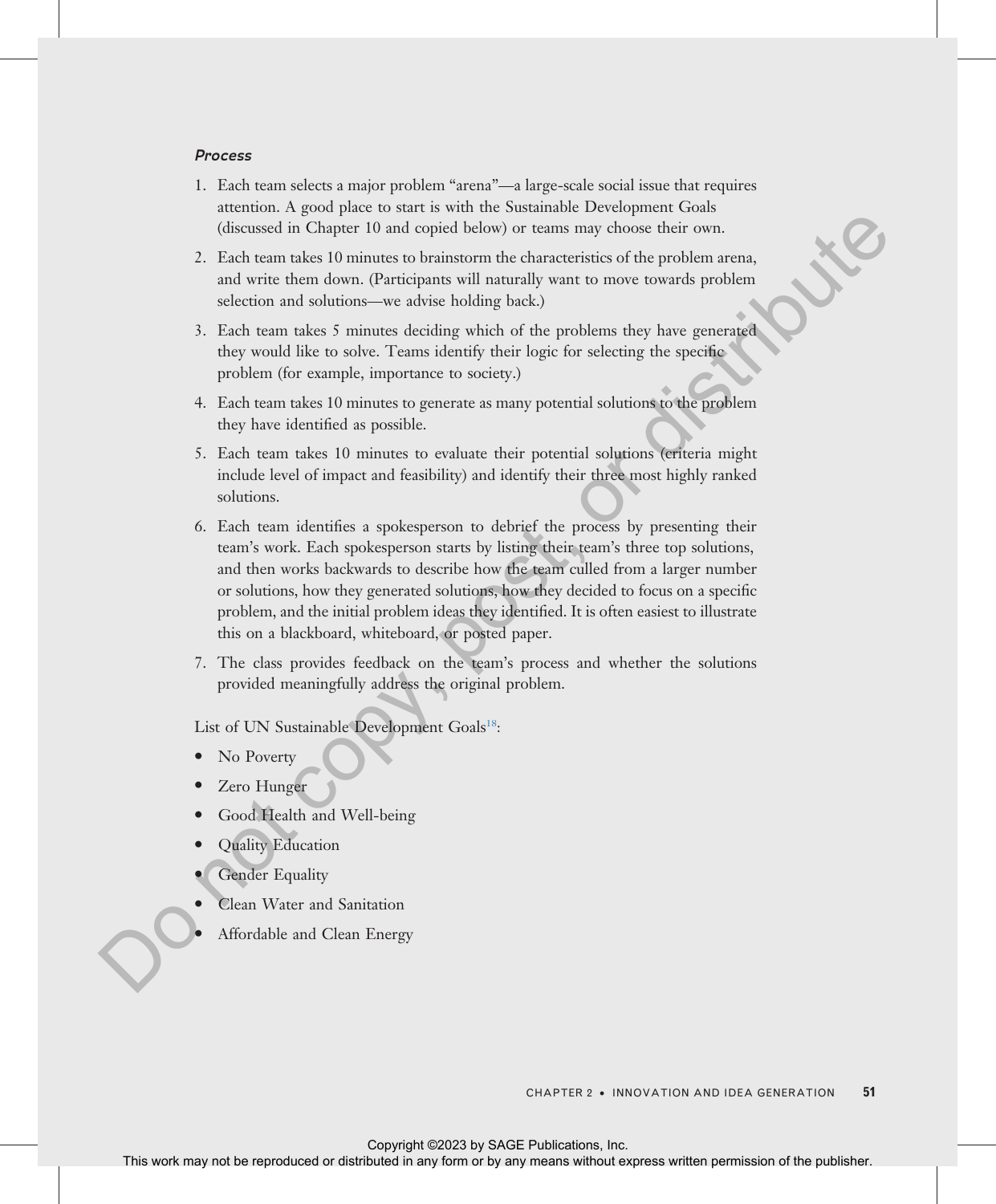### *Process*

1. Each team selects a major problem "arena"—a large-scale social issue that requires attention. A good place to start is with the Sustainable Development Goals (discussed in Chapter 10 and copied below) or teams may choose their own.
2. Each team takes 10 minutes to brainstorm the characteristics of the problem arena, and write them down. (Participants will naturally want to move towards problem selection and solutions—we advise holding back.)
3. Each team takes 5 minutes deciding which of the problems they have generated they would like to solve. Teams identify their logic for selecting the specific problem (for example, importance to society.)
4. Each team takes 10 minutes to generate as many potential solutions to the problem they have identified as possible.
5. Each team takes 10 minutes to evaluate their potential solutions (criteria might include level of impact and feasibility) and identify their three most highly ranked solutions.
6. Each team identifies a spokesperson to debrief the process by presenting their team's work. Each spokesperson starts by listing their team's three top solutions, and then works backwards to describe how the team culled from a larger number or solutions, how they generated solutions, how they decided to focus on a specific problem, and the initial problem ideas they identified. It is often easiest to illustrate this on a blackboard, whiteboard, or posted paper.
7. The class provides feedback on the team's process and whether the solutions provided meaningfully address the original problem.

List of UN Sustainable Development Goals[18]:

- No Poverty
- Zero Hunger
- Good Health and Well-being
- Quality Education
- Gender Equality
- Clean Water and Sanitation
- Affordable and Clean Energy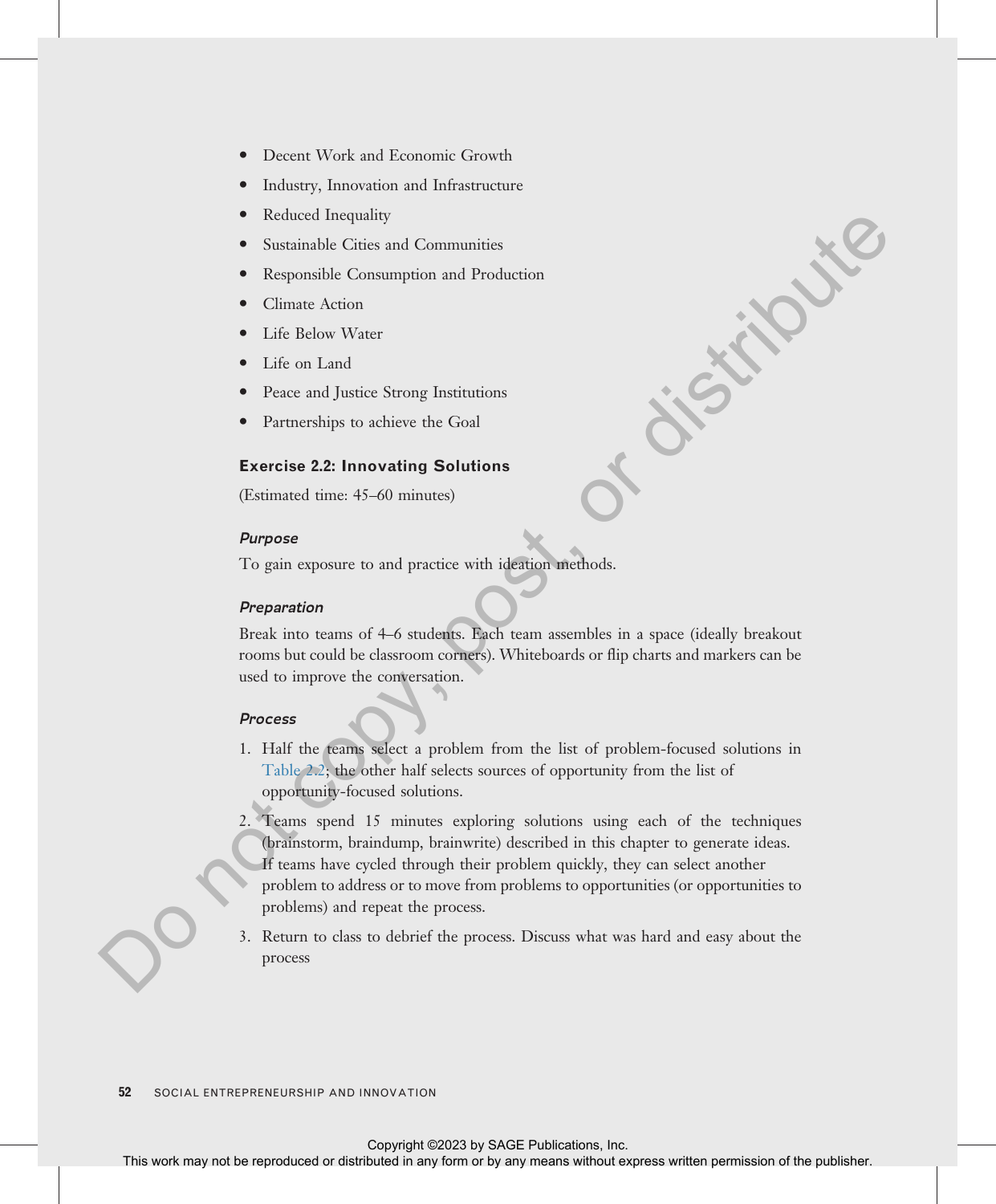- Decent Work and Economic Growth
- Industry, Innovation and Infrastructure
- Reduced Inequality
- Sustainable Cities and Communities
- Responsible Consumption and Production
- Climate Action
- Life Below Water
- Life on Land
- Peace and Justice Strong Institutions
- Partnerships to achieve the Goal

### Exercise 2.2: Innovating Solutions

(Estimated time: 45–60 minutes)

#### *Purpose*

To gain exposure to and practice with ideation methods.

#### *Preparation*

Break into teams of 4–6 students. Each team assembles in a space (ideally breakout rooms but could be classroom corners). Whiteboards or flip charts and markers can be used to improve the conversation.

#### *Process*

1. Half the teams select a problem from the list of problem-focused solutions in Table 2.2; the other half selects sources of opportunity from the list of opportunity-focused solutions.
2. Teams spend 15 minutes exploring solutions using each of the techniques (brainstorm, braindump, brainwrite) described in this chapter to generate ideas. If teams have cycled through their problem quickly, they can select another problem to address or to move from problems to opportunities (or opportunities to problems) and repeat the process.
3. Return to class to debrief the process. Discuss what was hard and easy about the process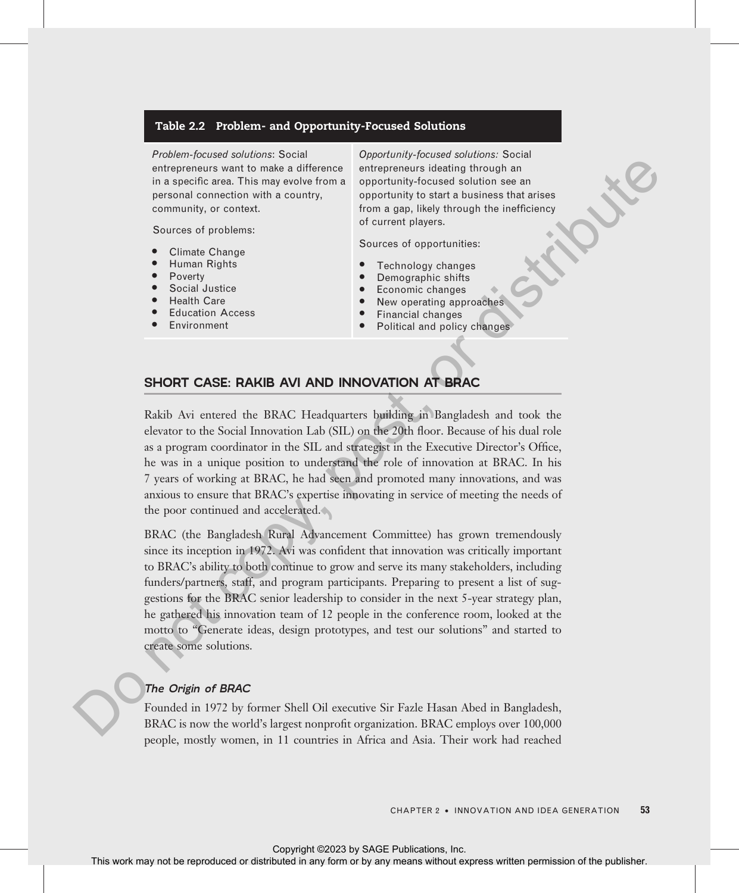**Table 2.2 Problem- and Opportunity-Focused Solutions**

| *Problem-focused solutions*: Social entrepreneurs want to make a difference in a specific area. This may evolve from a personal connection with a country, community, or context. | *Opportunity-focused solutions:* Social entrepreneurs ideating through an opportunity-focused solution see an opportunity to start a business that arises from a gap, likely through the inefficiency of current players. |
|---|---|
| Sources of problems: | Sources of opportunities: |
| • Climate Change | • Technology changes |
| • Human Rights | • Demographic shifts |
| • Poverty | • Economic changes |
| • Social Justice | • New operating approaches |
| • Health Care | • Financial changes |
| • Education Access | • Political and policy changes |
| • Environment | |

## SHORT CASE: RAKIB AVI AND INNOVATION AT BRAC

Rakib Avi entered the BRAC Headquarters building in Bangladesh and took the elevator to the Social Innovation Lab (SIL) on the 20th floor. Because of his dual role as a program coordinator in the SIL and strategist in the Executive Director's Office, he was in a unique position to understand the role of innovation at BRAC. In his 7 years of working at BRAC, he had seen and promoted many innovations, and was anxious to ensure that BRAC's expertise innovating in service of meeting the needs of the poor continued and accelerated.

BRAC (the Bangladesh Rural Advancement Committee) has grown tremendously since its inception in 1972. Avi was confident that innovation was critically important to BRAC's ability to both continue to grow and serve its many stakeholders, including funders/partners, staff, and program participants. Preparing to present a list of suggestions for the BRAC senior leadership to consider in the next 5-year strategy plan, he gathered his innovation team of 12 people in the conference room, looked at the motto to "Generate ideas, design prototypes, and test our solutions" and started to create some solutions.

### *The Origin of BRAC*

Founded in 1972 by former Shell Oil executive Sir Fazle Hasan Abed in Bangladesh, BRAC is now the world's largest nonprofit organization. BRAC employs over 100,000 people, mostly women, in 11 countries in Africa and Asia. Their work had reached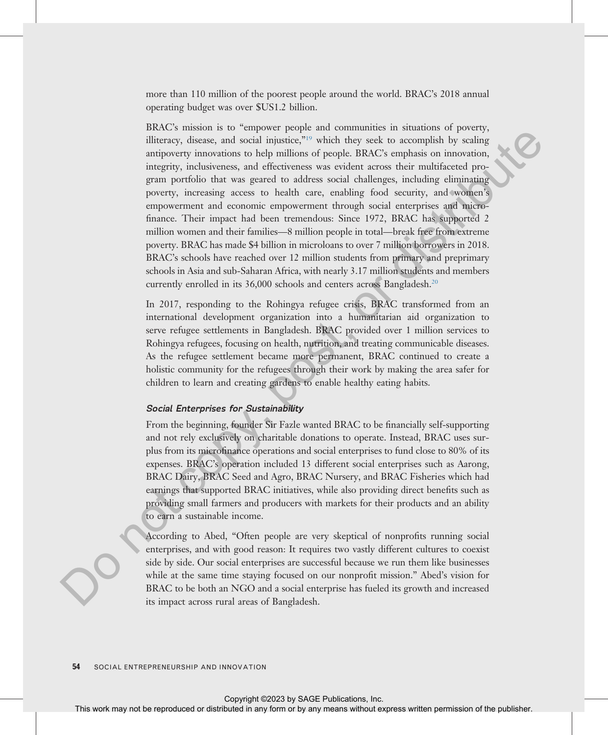more than 110 million of the poorest people around the world. BRAC's 2018 annual operating budget was over $US1.2 billion.

BRAC's mission is to "empower people and communities in situations of poverty, illiteracy, disease, and social injustice,"[19] which they seek to accomplish by scaling antipoverty innovations to help millions of people. BRAC's emphasis on innovation, integrity, inclusiveness, and effectiveness was evident across their multifaceted program portfolio that was geared to address social challenges, including eliminating poverty, increasing access to health care, enabling food security, and women's empowerment and economic empowerment through social enterprises and microfinance. Their impact had been tremendous: Since 1972, BRAC has supported 2 million women and their families—8 million people in total—break free from extreme poverty. BRAC has made $4 billion in microloans to over 7 million borrowers in 2018. BRAC's schools have reached over 12 million students from primary and preprimary schools in Asia and sub-Saharan Africa, with nearly 3.17 million students and members currently enrolled in its 36,000 schools and centers across Bangladesh.[20]

In 2017, responding to the Rohingya refugee crisis, BRAC transformed from an international development organization into a humanitarian aid organization to serve refugee settlements in Bangladesh. BRAC provided over 1 million services to Rohingya refugees, focusing on health, nutrition, and treating communicable diseases. As the refugee settlement became more permanent, BRAC continued to create a holistic community for the refugees through their work by making the area safer for children to learn and creating gardens to enable healthy eating habits.

### *Social Enterprises for Sustainability*

From the beginning, founder Sir Fazle wanted BRAC to be financially self-supporting and not rely exclusively on charitable donations to operate. Instead, BRAC uses surplus from its microfinance operations and social enterprises to fund close to 80% of its expenses. BRAC's operation included 13 different social enterprises such as Aarong, BRAC Dairy, BRAC Seed and Agro, BRAC Nursery, and BRAC Fisheries which had earnings that supported BRAC initiatives, while also providing direct benefits such as providing small farmers and producers with markets for their products and an ability to earn a sustainable income.

According to Abed, "Often people are very skeptical of nonprofits running social enterprises, and with good reason: It requires two vastly different cultures to coexist side by side. Our social enterprises are successful because we run them like businesses while at the same time staying focused on our nonprofit mission." Abed's vision for BRAC to be both an NGO and a social enterprise has fueled its growth and increased its impact across rural areas of Bangladesh.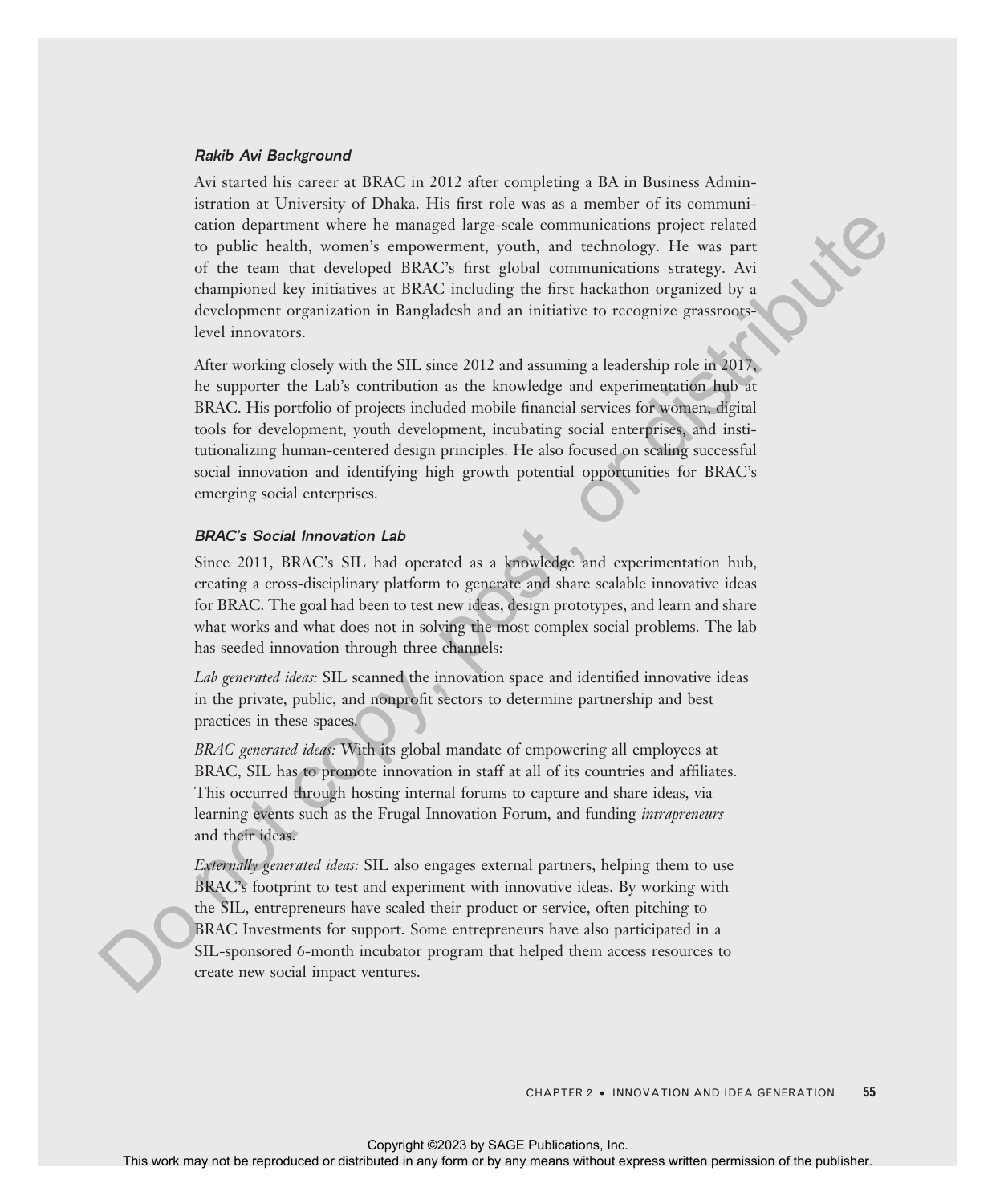### *Rakib Avi Background*

Avi started his career at BRAC in 2012 after completing a BA in Business Administration at University of Dhaka. His first role was as a member of its communication department where he managed large-scale communications project related to public health, women's empowerment, youth, and technology. He was part of the team that developed BRAC's first global communications strategy. Avi championed key initiatives at BRAC including the first hackathon organized by a development organization in Bangladesh and an initiative to recognize grassroots-level innovators.

After working closely with the SIL since 2012 and assuming a leadership role in 2017, he supporter the Lab's contribution as the knowledge and experimentation hub at BRAC. His portfolio of projects included mobile financial services for women, digital tools for development, youth development, incubating social enterprises, and institutionalizing human-centered design principles. He also focused on scaling successful social innovation and identifying high growth potential opportunities for BRAC's emerging social enterprises.

### *BRAC's Social Innovation Lab*

Since 2011, BRAC's SIL had operated as a knowledge and experimentation hub, creating a cross-disciplinary platform to generate and share scalable innovative ideas for BRAC. The goal had been to test new ideas, design prototypes, and learn and share what works and what does not in solving the most complex social problems. The lab has seeded innovation through three channels:

*Lab generated ideas:* SIL scanned the innovation space and identified innovative ideas in the private, public, and nonprofit sectors to determine partnership and best practices in these spaces.

*BRAC generated ideas:* With its global mandate of empowering all employees at BRAC, SIL has to promote innovation in staff at all of its countries and affiliates. This occurred through hosting internal forums to capture and share ideas, via learning events such as the Frugal Innovation Forum, and funding *intrapreneurs* and their ideas.

*Externally generated ideas:* SIL also engages external partners, helping them to use BRAC's footprint to test and experiment with innovative ideas. By working with the SIL, entrepreneurs have scaled their product or service, often pitching to BRAC Investments for support. Some entrepreneurs have also participated in a SIL-sponsored 6-month incubator program that helped them access resources to create new social impact ventures.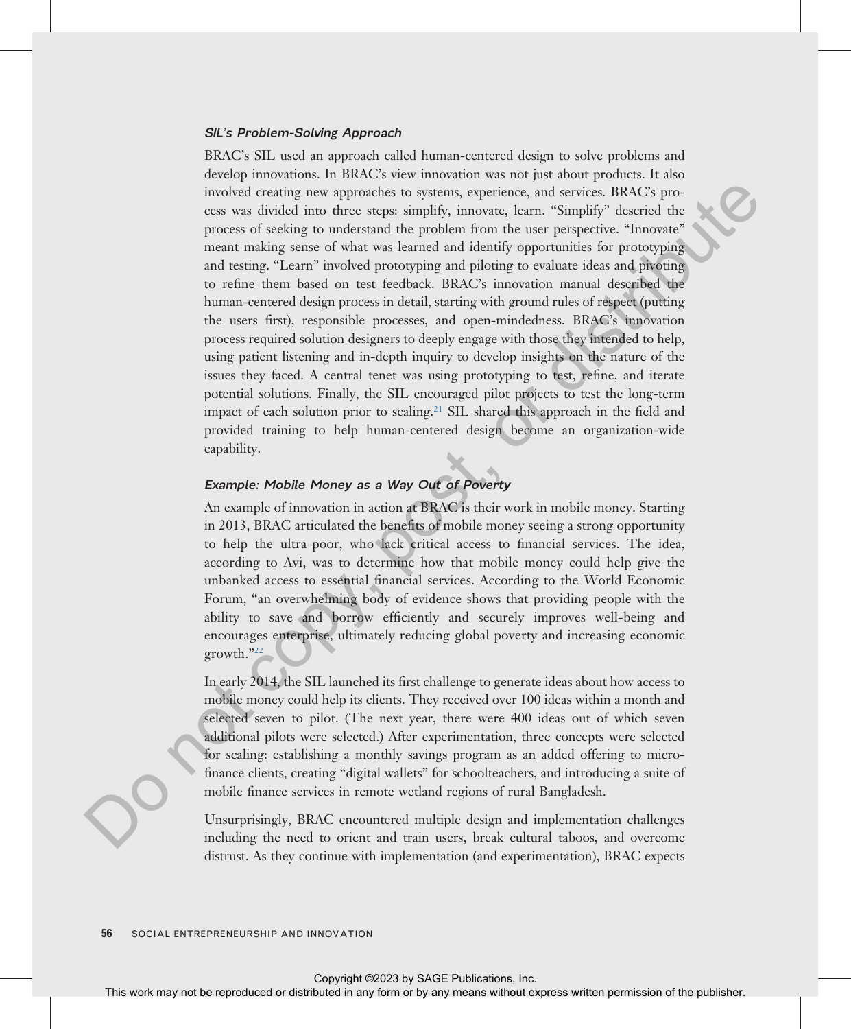### *SIL's Problem-Solving Approach*

BRAC's SIL used an approach called human-centered design to solve problems and develop innovations. In BRAC's view innovation was not just about products. It also involved creating new approaches to systems, experience, and services. BRAC's process was divided into three steps: simplify, innovate, learn. "Simplify" descried the process of seeking to understand the problem from the user perspective. "Innovate" meant making sense of what was learned and identify opportunities for prototyping and testing. "Learn" involved prototyping and piloting to evaluate ideas and pivoting to refine them based on test feedback. BRAC's innovation manual described the human-centered design process in detail, starting with ground rules of respect (putting the users first), responsible processes, and open-mindedness. BRAC's innovation process required solution designers to deeply engage with those they intended to help, using patient listening and in-depth inquiry to develop insights on the nature of the issues they faced. A central tenet was using prototyping to test, refine, and iterate potential solutions. Finally, the SIL encouraged pilot projects to test the long-term impact of each solution prior to scaling.[21] SIL shared this approach in the field and provided training to help human-centered design become an organization-wide capability.

### *Example: Mobile Money as a Way Out of Poverty*

An example of innovation in action at BRAC is their work in mobile money. Starting in 2013, BRAC articulated the benefits of mobile money seeing a strong opportunity to help the ultra-poor, who lack critical access to financial services. The idea, according to Avi, was to determine how that mobile money could help give the unbanked access to essential financial services. According to the World Economic Forum, "an overwhelming body of evidence shows that providing people with the ability to save and borrow efficiently and securely improves well-being and encourages enterprise, ultimately reducing global poverty and increasing economic growth."[22]

In early 2014, the SIL launched its first challenge to generate ideas about how access to mobile money could help its clients. They received over 100 ideas within a month and selected seven to pilot. (The next year, there were 400 ideas out of which seven additional pilots were selected.) After experimentation, three concepts were selected for scaling: establishing a monthly savings program as an added offering to microfinance clients, creating "digital wallets" for schoolteachers, and introducing a suite of mobile finance services in remote wetland regions of rural Bangladesh.

Unsurprisingly, BRAC encountered multiple design and implementation challenges including the need to orient and train users, break cultural taboos, and overcome distrust. As they continue with implementation (and experimentation), BRAC expects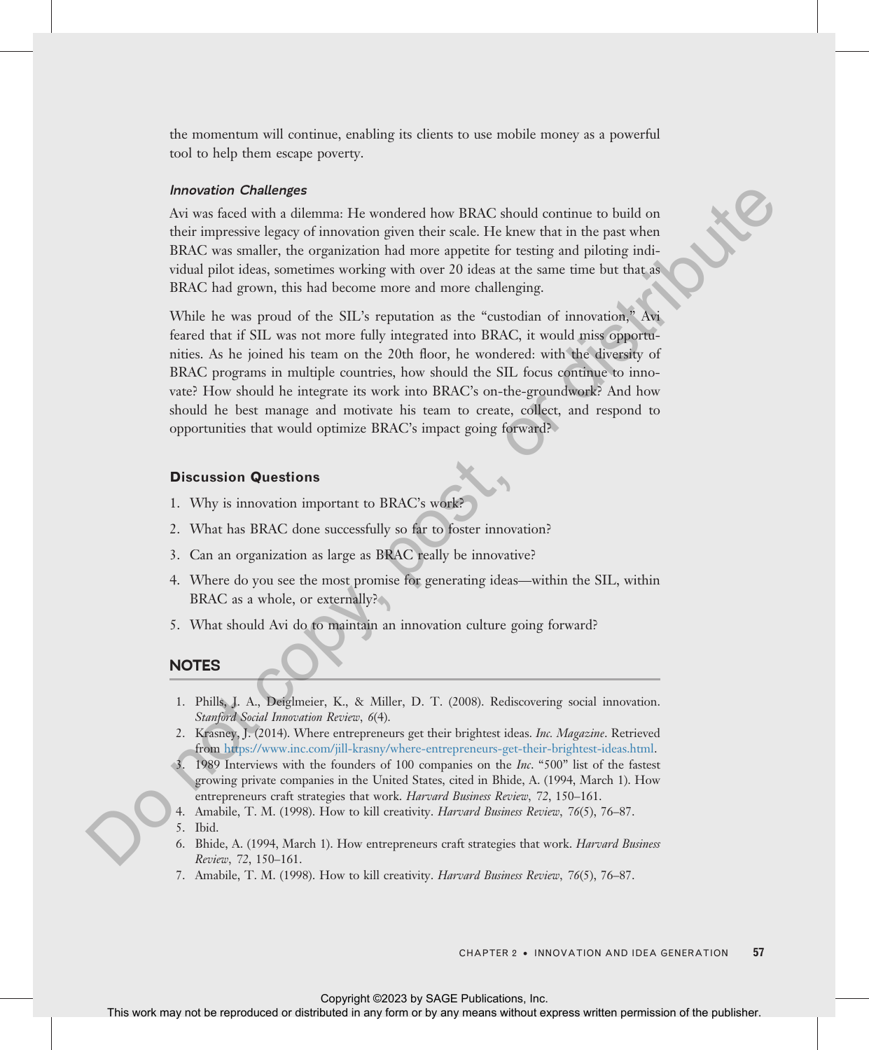the momentum will continue, enabling its clients to use mobile money as a powerful tool to help them escape poverty.

### *Innovation Challenges*

Avi was faced with a dilemma: He wondered how BRAC should continue to build on their impressive legacy of innovation given their scale. He knew that in the past when BRAC was smaller, the organization had more appetite for testing and piloting individual pilot ideas, sometimes working with over 20 ideas at the same time but that as BRAC had grown, this had become more and more challenging.

While he was proud of the SIL's reputation as the "custodian of innovation," Avi feared that if SIL was not more fully integrated into BRAC, it would miss opportunities. As he joined his team on the 20th floor, he wondered: with the diversity of BRAC programs in multiple countries, how should the SIL focus continue to innovate? How should he integrate its work into BRAC's on-the-groundwork? And how should he best manage and motivate his team to create, collect, and respond to opportunities that would optimize BRAC's impact going forward?

### Discussion Questions

1. Why is innovation important to BRAC's work?
2. What has BRAC done successfully so far to foster innovation?
3. Can an organization as large as BRAC really be innovative?
4. Where do you see the most promise for generating ideas—within the SIL, within BRAC as a whole, or externally?
5. What should Avi do to maintain an innovation culture going forward?

## NOTES

1. Phills, J. A., Deiglmeier, K., & Miller, D. T. (2008). Rediscovering social innovation. *Stanford Social Innovation Review*, *6*(4).
2. Krasney, J. (2014). Where entrepreneurs get their brightest ideas. *Inc. Magazine*. Retrieved from https://www.inc.com/jill-krasny/where-entrepreneurs-get-their-brightest-ideas.html.
3. 1989 Interviews with the founders of 100 companies on the *Inc*. "500" list of the fastest growing private companies in the United States, cited in Bhide, A. (1994, March 1). How entrepreneurs craft strategies that work. *Harvard Business Review*, *72*, 150–161.
4. Amabile, T. M. (1998). How to kill creativity. *Harvard Business Review*, *76*(5), 76–87.
5. Ibid.
6. Bhide, A. (1994, March 1). How entrepreneurs craft strategies that work. *Harvard Business Review*, *72*, 150–161.
7. Amabile, T. M. (1998). How to kill creativity. *Harvard Business Review*, *76*(5), 76–87.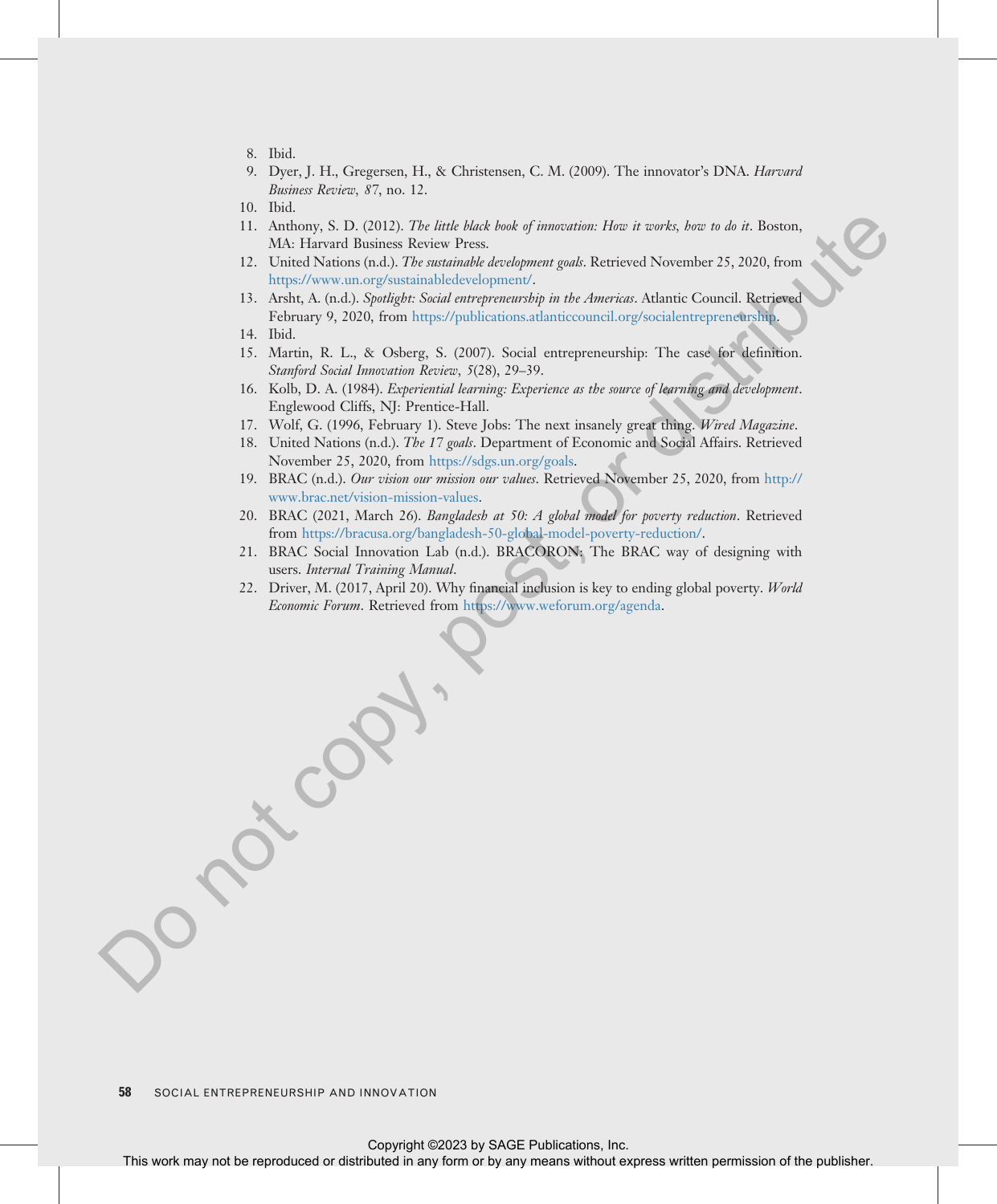8. Ibid.
9. Dyer, J. H., Gregersen, H., & Christensen, C. M. (2009). The innovator's DNA. *Harvard Business Review, 87*, no. 12.
10. Ibid.
11. Anthony, S. D. (2012). *The little black book of innovation: How it works, how to do it*. Boston, MA: Harvard Business Review Press.
12. United Nations (n.d.). *The sustainable development goals*. Retrieved November 25, 2020, from https://www.un.org/sustainabledevelopment/.
13. Arsht, A. (n.d.). *Spotlight: Social entrepreneurship in the Americas*. Atlantic Council. Retrieved February 9, 2020, from https://publications.atlanticcouncil.org/socialentrepreneurship.
14. Ibid.
15. Martin, R. L., & Osberg, S. (2007). Social entrepreneurship: The case for definition. *Stanford Social Innovation Review, 5*(28), 29–39.
16. Kolb, D. A. (1984). *Experiential learning: Experience as the source of learning and development*. Englewood Cliffs, NJ: Prentice-Hall.
17. Wolf, G. (1996, February 1). Steve Jobs: The next insanely great thing. *Wired Magazine*.
18. United Nations (n.d.). *The 17 goals*. Department of Economic and Social Affairs. Retrieved November 25, 2020, from https://sdgs.un.org/goals.
19. BRAC (n.d.). *Our vision our mission our values*. Retrieved November 25, 2020, from http://www.brac.net/vision-mission-values.
20. BRAC (2021, March 26). *Bangladesh at 50: A global model for poverty reduction*. Retrieved from https://bracusa.org/bangladesh-50-global-model-poverty-reduction/.
21. BRAC Social Innovation Lab (n.d.). BRACORON: The BRAC way of designing with users. *Internal Training Manual*.
22. Driver, M. (2017, April 20). Why financial inclusion is key to ending global poverty. *World Economic Forum*. Retrieved from https://www.weforum.org/agenda.